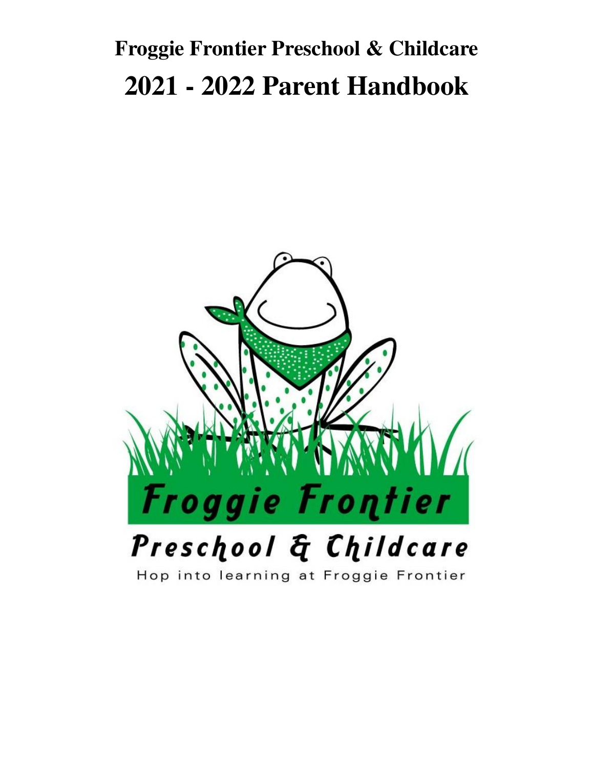# Froggie Frontier Preschool & Childcare

# 2021 - 2022 Parent Handbook

Froggie Frontier

Preschool & Childcare

Hop into learning at Froggie Frontier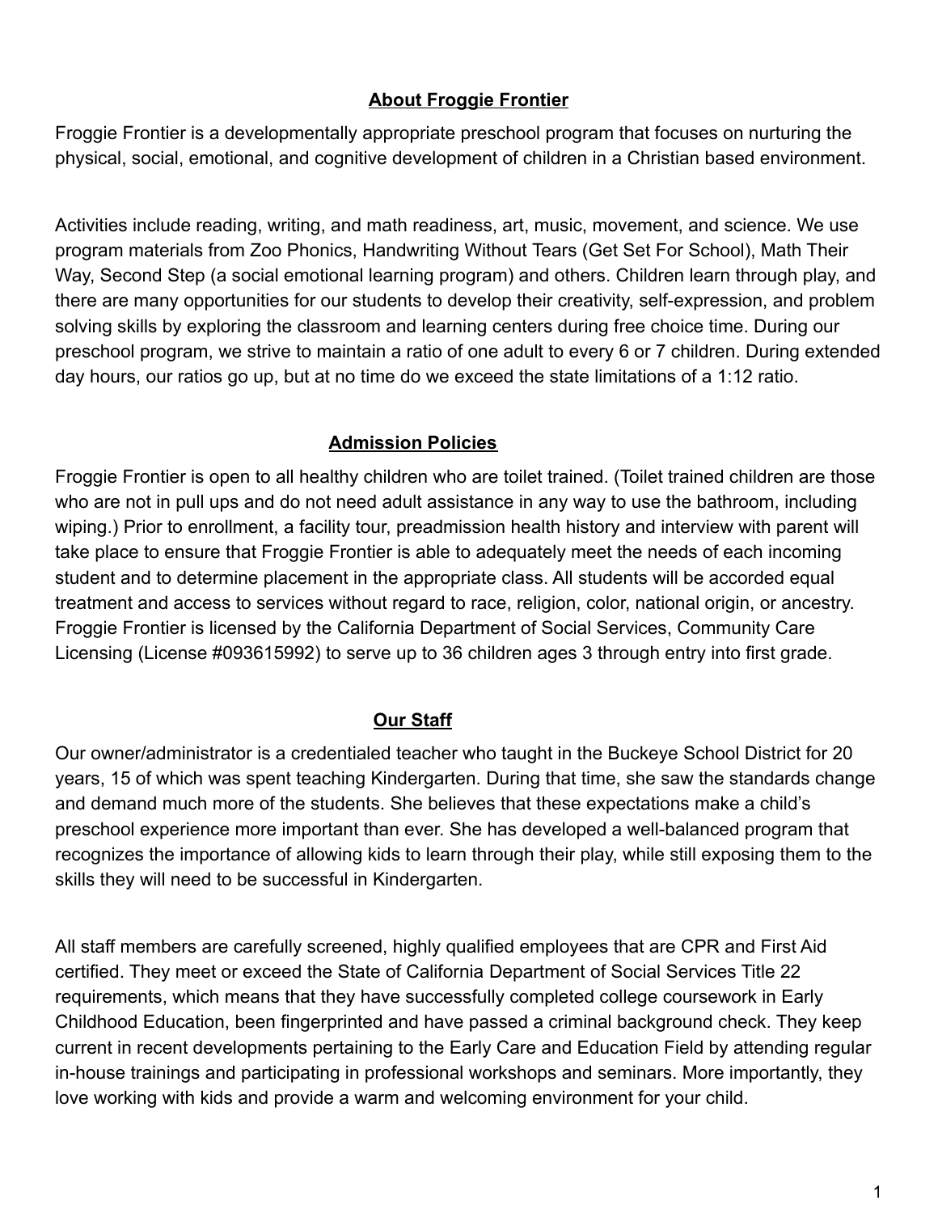## About Froggie Frontier

Froggie Frontier is a developmentally appropriate preschool program that focuses on nurturing the physical, social, emotional, and cognitive development of children in a Christian based environment.

Activities include reading, writing, and math readiness, art, music, movement, and science. We use program materials from Zoo Phonics, Handwriting Without Tears (Get Set For School), Math Their Way, Second Step (a social emotional learning program) and others. Children learn through play, and there are many opportunities for our students to develop their creativity, self-expression, and problem solving skills by exploring the classroom and learning centers during free choice time. During our preschool program, we strive to maintain a ratio of one adult to every 6 or 7 children. During extended day hours, our ratios go up, but at no time do we exceed the state limitations of a 1:12 ratio.

## Admission Policies

Froggie Frontier is open to all healthy children who are toilet trained. (Toilet trained children are those who are not in pull ups and do not need adult assistance in any way to use the bathroom, including wiping.) Prior to enrollment, a facility tour, preadmission health history and interview with parent will take place to ensure that Froggie Frontier is able to adequately meet the needs of each incoming student and to determine placement in the appropriate class. All students will be accorded equal treatment and access to services without regard to race, religion, color, national origin, or ancestry. Froggie Frontier is licensed by the California Department of Social Services, Community Care Licensing (License #093615992) to serve up to 36 children ages 3 through entry into first grade.

## Our Staff

Our owner/administrator is a credentialed teacher who taught in the Buckeye School District for 20 years, 15 of which was spent teaching Kindergarten. During that time, she saw the standards change and demand much more of the students. She believes that these expectations make a child's preschool experience more important than ever. She has developed a well-balanced program that recognizes the importance of allowing kids to learn through their play, while still exposing them to the skills they will need to be successful in Kindergarten.

All staff members are carefully screened, highly qualified employees that are CPR and First Aid certified. They meet or exceed the State of California Department of Social Services Title 22 requirements, which means that they have successfully completed college coursework in Early Childhood Education, been fingerprinted and have passed a criminal background check. They keep current in recent developments pertaining to the Early Care and Education Field by attending regular in-house trainings and participating in professional workshops and seminars. More importantly, they love working with kids and provide a warm and welcoming environment for your child.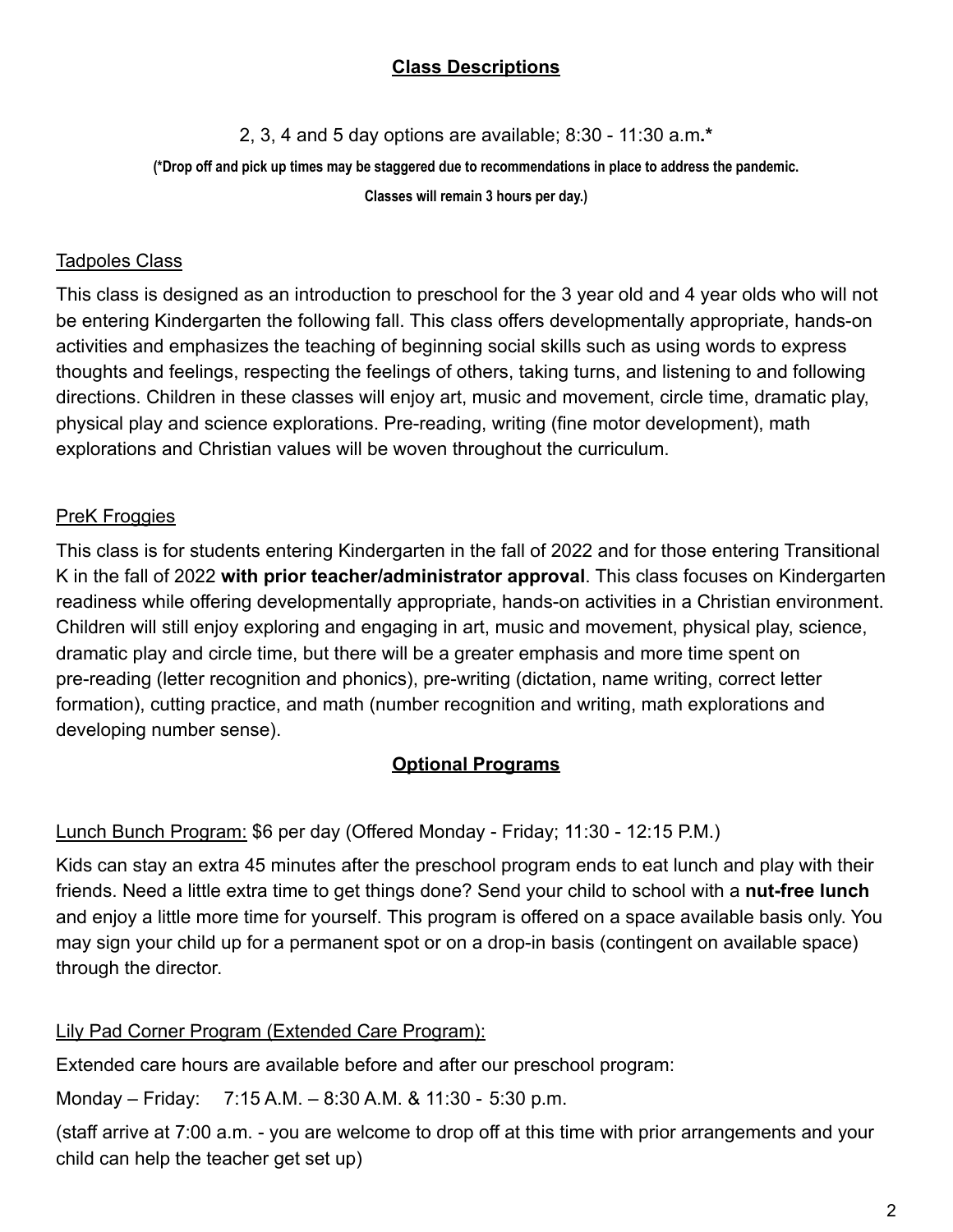## Class Descriptions

2, 3, 4 and 5 day options are available; 8:30 - 11:30 a.m.**\***

**(\*Drop off and pick up times may be staggered due to recommendations in place to address the pandemic. Classes will remain 3 hours per day.)**

### Tadpoles Class

This class is designed as an introduction to preschool for the 3 year old and 4 year olds who will not be entering Kindergarten the following fall. This class offers developmentally appropriate, hands-on activities and emphasizes the teaching of beginning social skills such as using words to express thoughts and feelings, respecting the feelings of others, taking turns, and listening to and following directions. Children in these classes will enjoy art, music and movement, circle time, dramatic play, physical play and science explorations. Pre-reading, writing (fine motor development), math explorations and Christian values will be woven throughout the curriculum.

### PreK Froggies

This class is for students entering Kindergarten in the fall of 2022 and for those entering Transitional K in the fall of 2022 **with prior teacher/administrator approval**. This class focuses on Kindergarten readiness while offering developmentally appropriate, hands-on activities in a Christian environment. Children will still enjoy exploring and engaging in art, music and movement, physical play, science, dramatic play and circle time, but there will be a greater emphasis and more time spent on pre-reading (letter recognition and phonics), pre-writing (dictation, name writing, correct letter formation), cutting practice, and math (number recognition and writing, math explorations and developing number sense).

## Optional Programs

Lunch Bunch Program: $6 per day (Offered Monday - Friday; 11:30 - 12:15 P.M.)

Kids can stay an extra 45 minutes after the preschool program ends to eat lunch and play with their friends. Need a little extra time to get things done? Send your child to school with a **nut-free lunch** and enjoy a little more time for yourself. This program is offered on a space available basis only. You may sign your child up for a permanent spot or on a drop-in basis (contingent on available space) through the director.

Lily Pad Corner Program (Extended Care Program):

Extended care hours are available before and after our preschool program:

Monday – Friday: 7:15 A.M. – 8:30 A.M. & 11:30 - 5:30 p.m.

(staff arrive at 7:00 a.m. - you are welcome to drop off at this time with prior arrangements and your child can help the teacher get set up)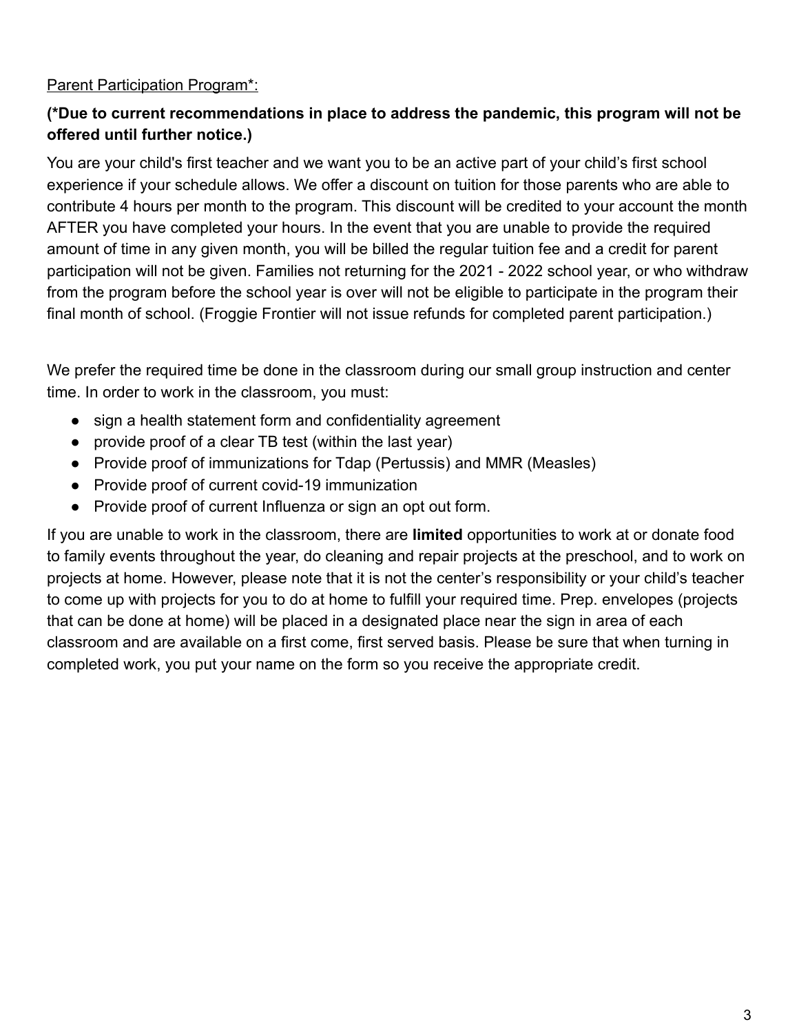Parent Participation Program*:

**(*Due to current recommendations in place to address the pandemic, this program will not be offered until further notice.)**

You are your child's first teacher and we want you to be an active part of your child's first school experience if your schedule allows. We offer a discount on tuition for those parents who are able to contribute 4 hours per month to the program. This discount will be credited to your account the month AFTER you have completed your hours. In the event that you are unable to provide the required amount of time in any given month, you will be billed the regular tuition fee and a credit for parent participation will not be given. Families not returning for the 2021 - 2022 school year, or who withdraw from the program before the school year is over will not be eligible to participate in the program their final month of school. (Froggie Frontier will not issue refunds for completed parent participation.)

We prefer the required time be done in the classroom during our small group instruction and center time. In order to work in the classroom, you must:

- sign a health statement form and confidentiality agreement
- provide proof of a clear TB test (within the last year)
- Provide proof of immunizations for Tdap (Pertussis) and MMR (Measles)
- Provide proof of current covid-19 immunization
- Provide proof of current Influenza or sign an opt out form.

If you are unable to work in the classroom, there are **limited** opportunities to work at or donate food to family events throughout the year, do cleaning and repair projects at the preschool, and to work on projects at home. However, please note that it is not the center's responsibility or your child's teacher to come up with projects for you to do at home to fulfill your required time. Prep. envelopes (projects that can be done at home) will be placed in a designated place near the sign in area of each classroom and are available on a first come, first served basis. Please be sure that when turning in completed work, you put your name on the form so you receive the appropriate credit.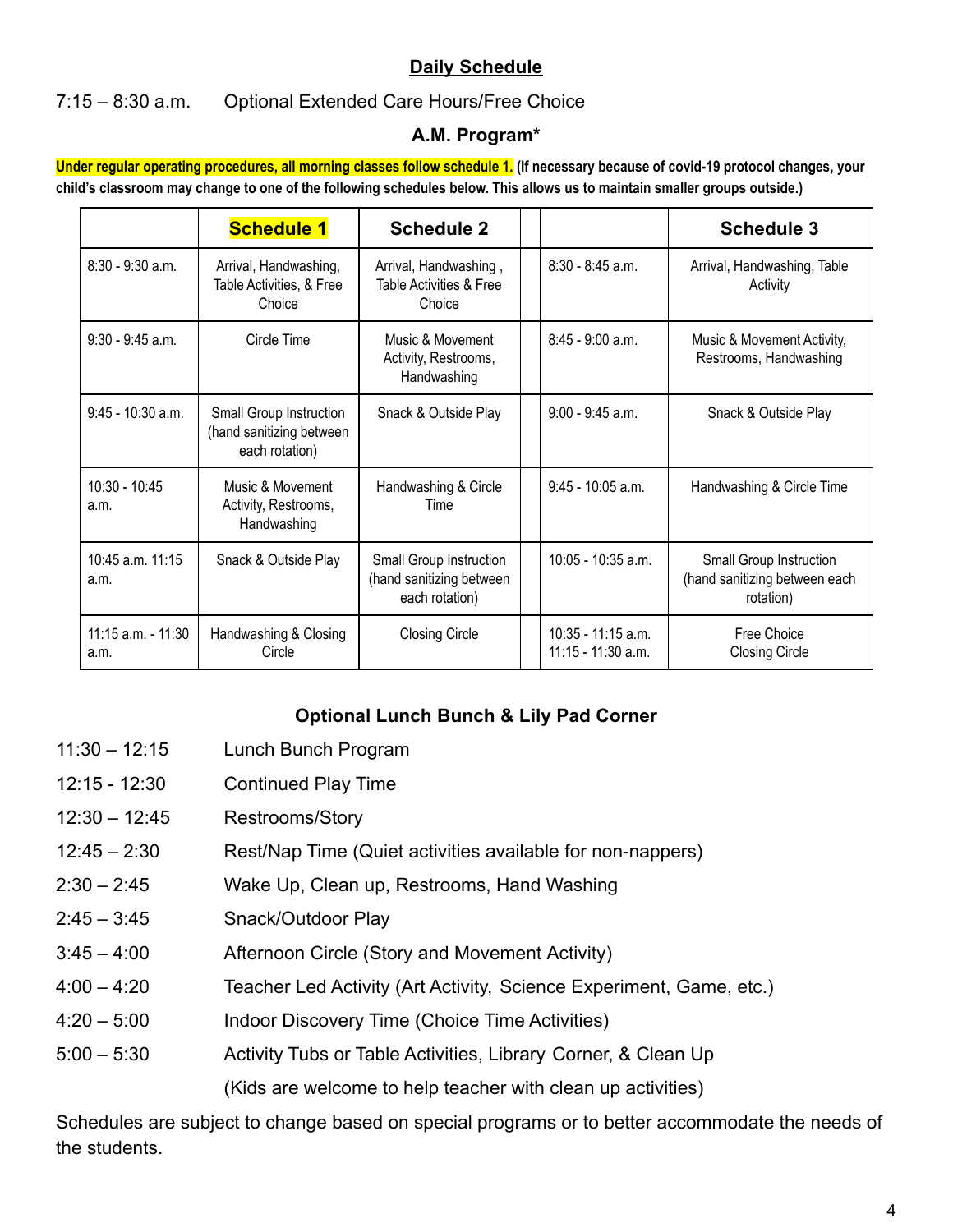## Daily Schedule

7:15 – 8:30 a.m.   Optional Extended Care Hours/Free Choice

### A.M. Program*

**Under regular operating procedures, all morning classes follow schedule 1. (If necessary because of covid-19 protocol changes, your child's classroom may change to one of the following schedules below. This allows us to maintain smaller groups outside.)**

| | **Schedule 1** | **Schedule 2** | | | **Schedule 3** |
|---|---|---|---|---|---|
| 8:30 - 9:30 a.m. | Arrival, Handwashing, Table Activities, & Free Choice | Arrival, Handwashing , Table Activities & Free Choice | | 8:30 - 8:45 a.m. | Arrival, Handwashing, Table Activity |
| 9:30 - 9:45 a.m. | Circle Time | Music & Movement Activity, Restrooms, Handwashing | | 8:45 - 9:00 a.m. | Music & Movement Activity, Restrooms, Handwashing |
| 9:45 - 10:30 a.m. | Small Group Instruction (hand sanitizing between each rotation) | Snack & Outside Play | | 9:00 - 9:45 a.m. | Snack & Outside Play |
| 10:30 - 10:45 a.m. | Music & Movement Activity, Restrooms, Handwashing | Handwashing & Circle Time | | 9:45 - 10:05 a.m. | Handwashing & Circle Time |
| 10:45 a.m. 11:15 a.m. | Snack & Outside Play | Small Group Instruction (hand sanitizing between each rotation) | | 10:05 - 10:35 a.m. | Small Group Instruction (hand sanitizing between each rotation) |
| 11:15 a.m. - 11:30 a.m. | Handwashing & Closing Circle | Closing Circle | | 10:35 - 11:15 a.m.<br>11:15 - 11:30 a.m. | Free Choice<br>Closing Circle |

### Optional Lunch Bunch & Lily Pad Corner

| | |
|---|---|
| 11:30 – 12:15 | Lunch Bunch Program |
| 12:15 - 12:30 | Continued Play Time |
| 12:30 – 12:45 | Restrooms/Story |
| 12:45 – 2:30 | Rest/Nap Time (Quiet activities available for non-nappers) |
| 2:30 – 2:45 | Wake Up, Clean up, Restrooms, Hand Washing |
| 2:45 – 3:45 | Snack/Outdoor Play |
| 3:45 – 4:00 | Afternoon Circle (Story and Movement Activity) |
| 4:00 – 4:20 | Teacher Led Activity (Art Activity, Science Experiment, Game, etc.) |
| 4:20 – 5:00 | Indoor Discovery Time (Choice Time Activities) |
| 5:00 – 5:30 | Activity Tubs or Table Activities, Library Corner, & Clean Up (Kids are welcome to help teacher with clean up activities) |

Schedules are subject to change based on special programs or to better accommodate the needs of the students.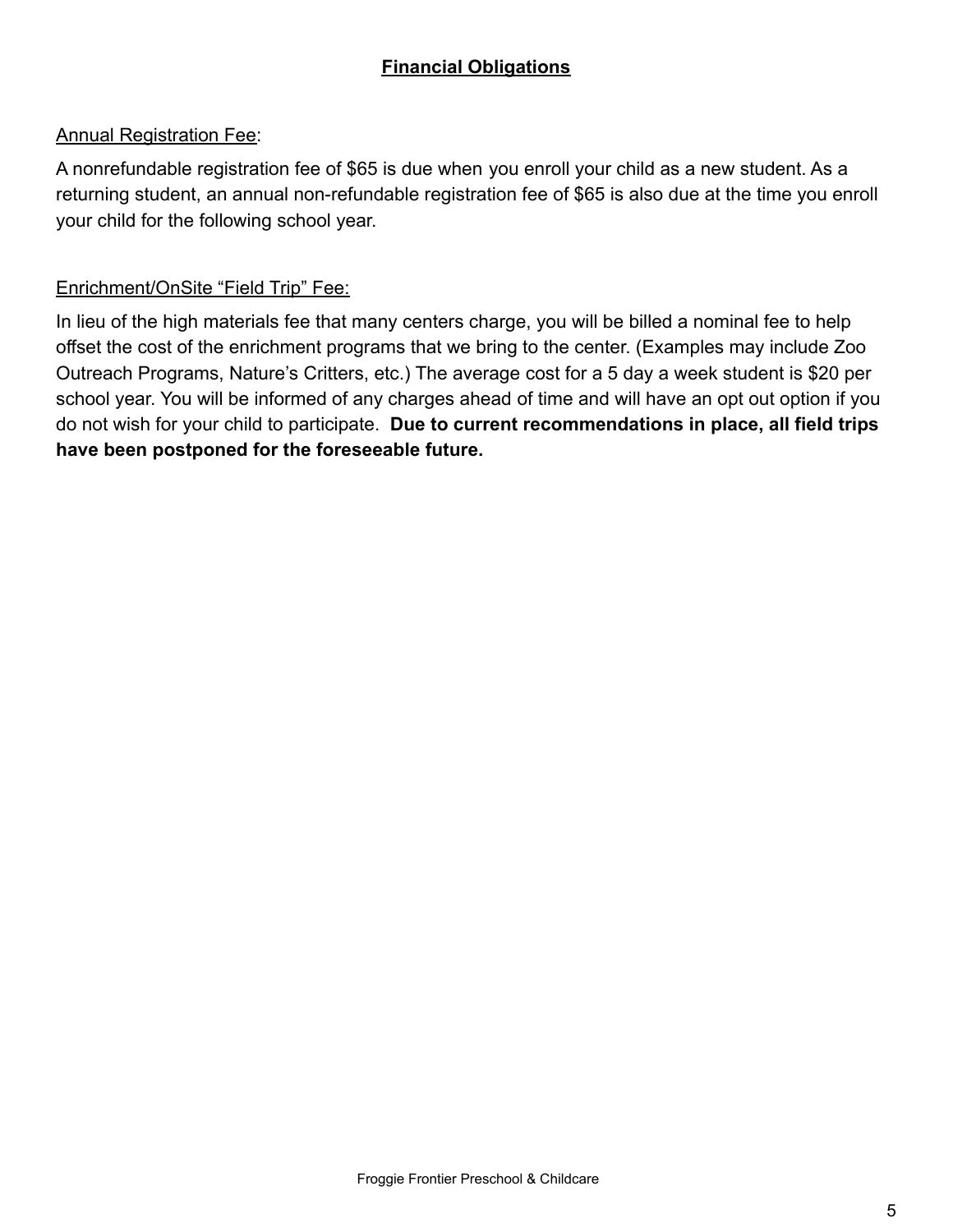## Financial Obligations

Annual Registration Fee:

A nonrefundable registration fee of $65 is due when you enroll your child as a new student. As a returning student, an annual non-refundable registration fee of $65 is also due at the time you enroll your child for the following school year.

Enrichment/OnSite "Field Trip" Fee:

In lieu of the high materials fee that many centers charge, you will be billed a nominal fee to help offset the cost of the enrichment programs that we bring to the center. (Examples may include Zoo Outreach Programs, Nature's Critters, etc.) The average cost for a 5 day a week student is $20 per school year. You will be informed of any charges ahead of time and will have an opt out option if you do not wish for your child to participate. **Due to current recommendations in place, all field trips have been postponed for the foreseeable future.**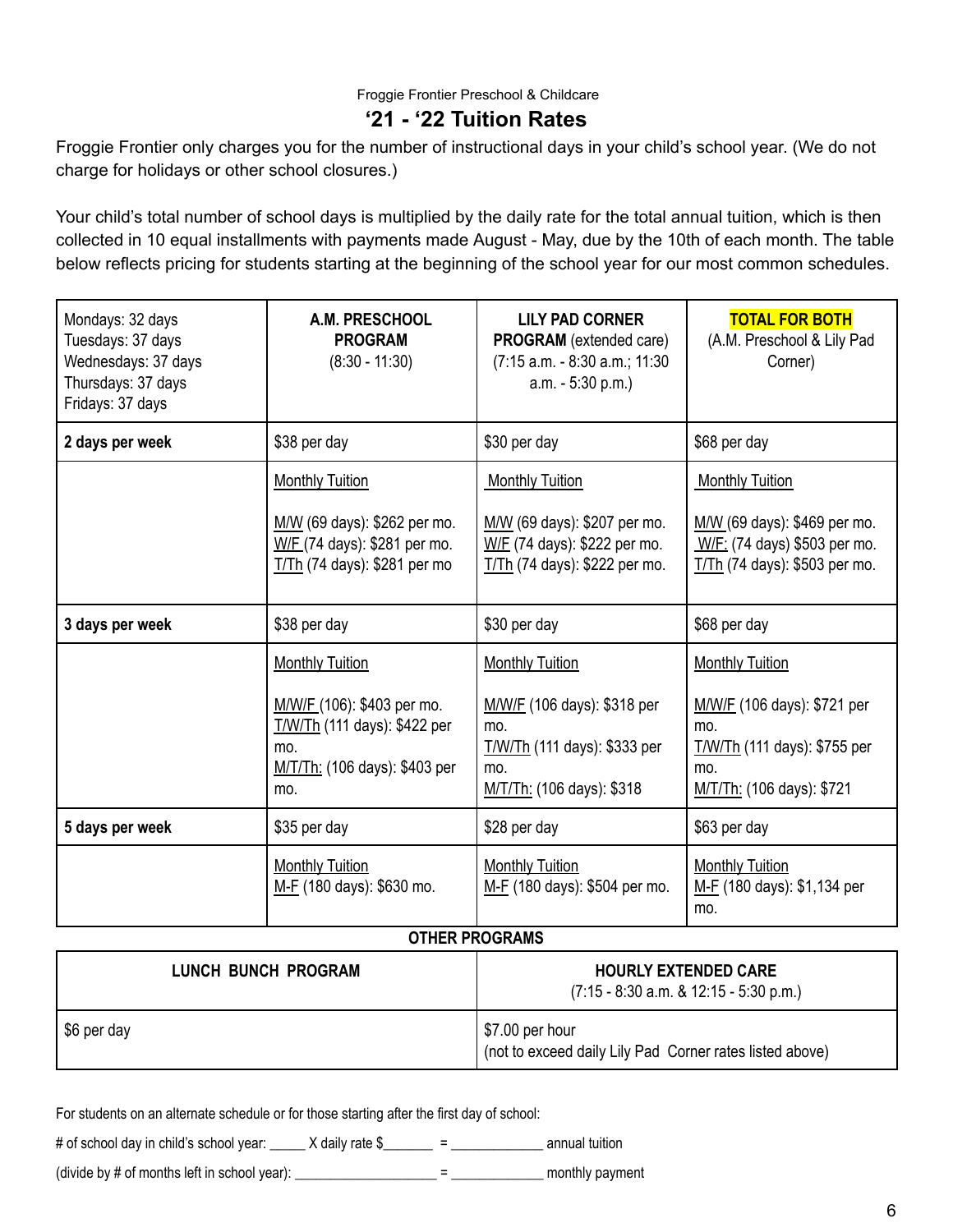Froggie Frontier Preschool & Childcare

# '21 - '22 Tuition Rates

Froggie Frontier only charges you for the number of instructional days in your child's school year. (We do not charge for holidays or other school closures.)

Your child's total number of school days is multiplied by the daily rate for the total annual tuition, which is then collected in 10 equal installments with payments made August - May, due by the 10th of each month. The table below reflects pricing for students starting at the beginning of the school year for our most common schedules.

| Mondays: 32 days<br>Tuesdays: 37 days<br>Wednesdays: 37 days<br>Thursdays: 37 days<br>Fridays: 37 days | **A.M. PRESCHOOL PROGRAM**<br>(8:30 - 11:30) | **LILY PAD CORNER PROGRAM** (extended care)<br>(7:15 a.m. - 8:30 a.m.; 11:30 a.m. - 5:30 p.m.) | **TOTAL FOR BOTH**<br>(A.M. Preschool & Lily Pad Corner) |
|---|---|---|---|
| **2 days per week** | $38 per day | $30 per day | $68 per day |
| | Monthly Tuition<br><br>M/W (69 days): $262 per mo.<br>W/F (74 days): $281 per mo.<br>T/Th (74 days): $281 per mo | Monthly Tuition<br><br>M/W (69 days): $207 per mo.<br>W/F (74 days): $222 per mo.<br>T/Th (74 days): $222 per mo. | Monthly Tuition<br><br>M/W (69 days): $469 per mo.<br>W/F: (74 days) $503 per mo.<br>T/Th (74 days): $503 per mo. |
| **3 days per week** | $38 per day | $30 per day | $68 per day |
| | Monthly Tuition<br><br>M/W/F (106): $403 per mo.<br>T/W/Th (111 days): $422 per mo.<br>M/T/Th: (106 days): $403 per mo. | Monthly Tuition<br><br>M/W/F (106 days): $318 per mo.<br>T/W/Th (111 days): $333 per mo.<br>M/T/Th: (106 days): $318 | Monthly Tuition<br><br>M/W/F (106 days): $721 per mo.<br>T/W/Th (111 days): $755 per mo.<br>M/T/Th: (106 days): $721 |
| **5 days per week** | $35 per day | $28 per day | $63 per day |
| | Monthly Tuition<br>M-F (180 days): $630 mo. | Monthly Tuition<br>M-F (180 days): $504 per mo. | Monthly Tuition<br>M-F (180 days): $1,134 per mo. |

**OTHER PROGRAMS**

| **LUNCH BUNCH PROGRAM** | **HOURLY EXTENDED CARE**<br>(7:15 - 8:30 a.m. & 12:15 - 5:30 p.m.) |
|---|---|
| $6 per day | $7.00 per hour<br>(not to exceed daily Lily Pad Corner rates listed above) |

For students on an alternate schedule or for those starting after the first day of school:

# of school day in child's school year: _____ X daily rate $_______ = _____________ annual tuition

(divide by # of months left in school year): ____________________ = _____________ monthly payment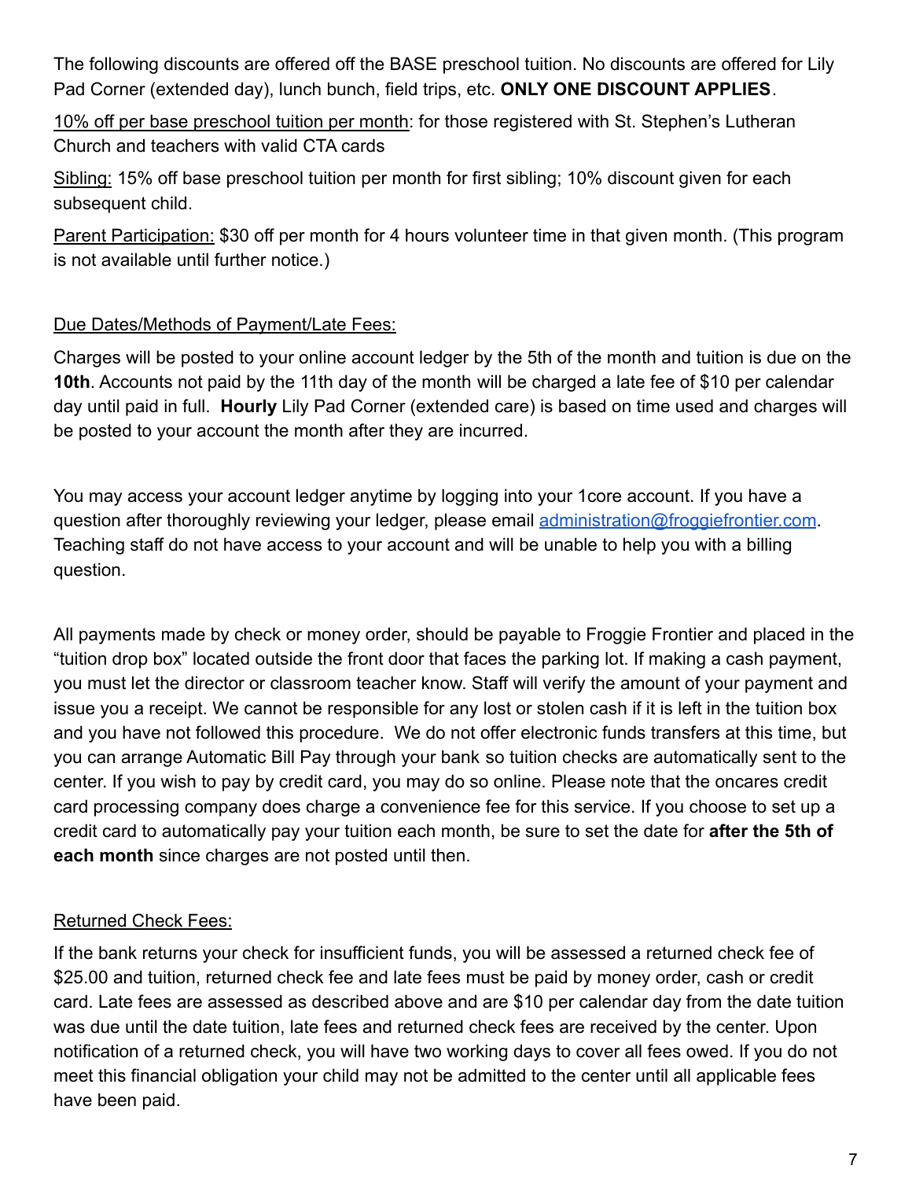The following discounts are offered off the BASE preschool tuition. No discounts are offered for Lily Pad Corner (extended day), lunch bunch, field trips, etc. **ONLY ONE DISCOUNT APPLIES**.

<u>10% off per base preschool tuition per month</u>: for those registered with St. Stephen's Lutheran Church and teachers with valid CTA cards

<u>Sibling:</u> 15% off base preschool tuition per month for first sibling; 10% discount given for each subsequent child.

<u>Parent Participation:</u> $30 off per month for 4 hours volunteer time in that given month. (This program is not available until further notice.)

<u>Due Dates/Methods of Payment/Late Fees:</u>

Charges will be posted to your online account ledger by the 5th of the month and tuition is due on the **10th**. Accounts not paid by the 11th day of the month will be charged a late fee of $10 per calendar day until paid in full. **Hourly** Lily Pad Corner (extended care) is based on time used and charges will be posted to your account the month after they are incurred.

You may access your account ledger anytime by logging into your 1core account. If you have a question after thoroughly reviewing your ledger, please email [administration@froggiefrontier.com](mailto:administration@froggiefrontier.com). Teaching staff do not have access to your account and will be unable to help you with a billing question.

All payments made by check or money order, should be payable to Froggie Frontier and placed in the "tuition drop box" located outside the front door that faces the parking lot. If making a cash payment, you must let the director or classroom teacher know. Staff will verify the amount of your payment and issue you a receipt. We cannot be responsible for any lost or stolen cash if it is left in the tuition box and you have not followed this procedure. We do not offer electronic funds transfers at this time, but you can arrange Automatic Bill Pay through your bank so tuition checks are automatically sent to the center. If you wish to pay by credit card, you may do so online. Please note that the oncares credit card processing company does charge a convenience fee for this service. If you choose to set up a credit card to automatically pay your tuition each month, be sure to set the date for **after the 5th of each month** since charges are not posted until then.

<u>Returned Check Fees:</u>

If the bank returns your check for insufficient funds, you will be assessed a returned check fee of $25.00 and tuition, returned check fee and late fees must be paid by money order, cash or credit card. Late fees are assessed as described above and are $10 per calendar day from the date tuition was due until the date tuition, late fees and returned check fees are received by the center. Upon notification of a returned check, you will have two working days to cover all fees owed. If you do not meet this financial obligation your child may not be admitted to the center until all applicable fees have been paid.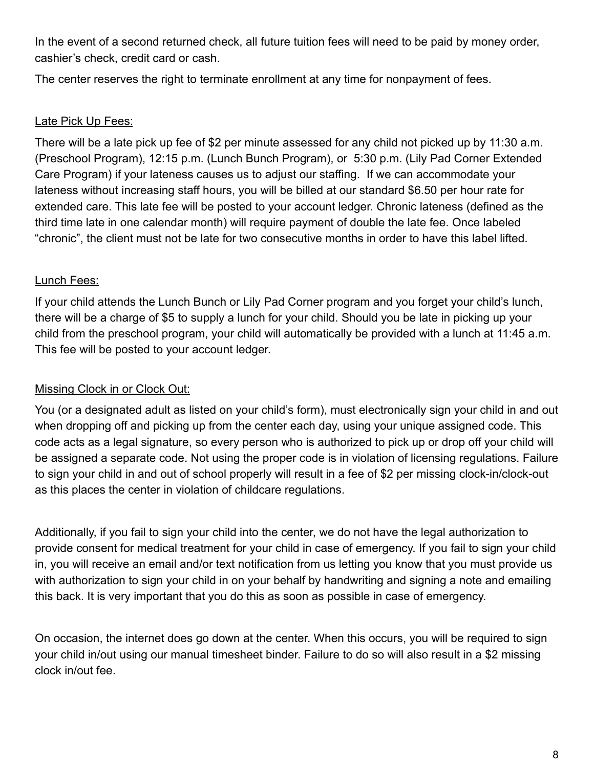In the event of a second returned check, all future tuition fees will need to be paid by money order, cashier's check, credit card or cash.

The center reserves the right to terminate enrollment at any time for nonpayment of fees.

<u>Late Pick Up Fees:</u>

There will be a late pick up fee of $2 per minute assessed for any child not picked up by 11:30 a.m. (Preschool Program), 12:15 p.m. (Lunch Bunch Program), or 5:30 p.m. (Lily Pad Corner Extended Care Program) if your lateness causes us to adjust our staffing. If we can accommodate your lateness without increasing staff hours, you will be billed at our standard $6.50 per hour rate for extended care. This late fee will be posted to your account ledger. Chronic lateness (defined as the third time late in one calendar month) will require payment of double the late fee. Once labeled "chronic", the client must not be late for two consecutive months in order to have this label lifted.

<u>Lunch Fees:</u>

If your child attends the Lunch Bunch or Lily Pad Corner program and you forget your child's lunch, there will be a charge of $5 to supply a lunch for your child. Should you be late in picking up your child from the preschool program, your child will automatically be provided with a lunch at 11:45 a.m. This fee will be posted to your account ledger.

<u>Missing Clock in or Clock Out:</u>

You (or a designated adult as listed on your child's form), must electronically sign your child in and out when dropping off and picking up from the center each day, using your unique assigned code. This code acts as a legal signature, so every person who is authorized to pick up or drop off your child will be assigned a separate code. Not using the proper code is in violation of licensing regulations. Failure to sign your child in and out of school properly will result in a fee of $2 per missing clock-in/clock-out as this places the center in violation of childcare regulations.

Additionally, if you fail to sign your child into the center, we do not have the legal authorization to provide consent for medical treatment for your child in case of emergency. If you fail to sign your child in, you will receive an email and/or text notification from us letting you know that you must provide us with authorization to sign your child in on your behalf by handwriting and signing a note and emailing this back. It is very important that you do this as soon as possible in case of emergency.

On occasion, the internet does go down at the center. When this occurs, you will be required to sign your child in/out using our manual timesheet binder. Failure to do so will also result in a $2 missing clock in/out fee.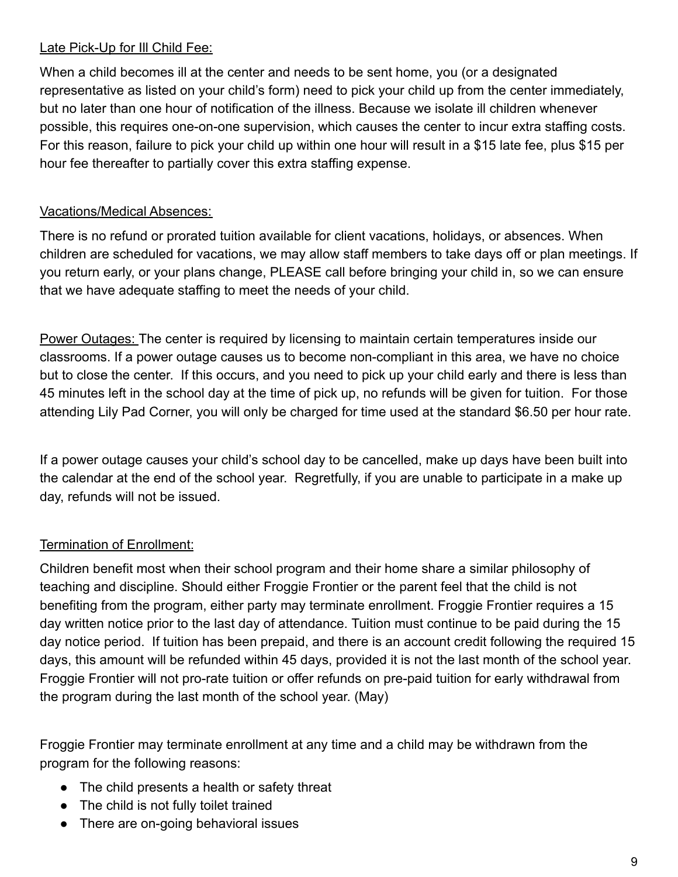Late Pick-Up for Ill Child Fee:

When a child becomes ill at the center and needs to be sent home, you (or a designated representative as listed on your child's form) need to pick your child up from the center immediately, but no later than one hour of notification of the illness. Because we isolate ill children whenever possible, this requires one-on-one supervision, which causes the center to incur extra staffing costs. For this reason, failure to pick your child up within one hour will result in a $15 late fee, plus $15 per hour fee thereafter to partially cover this extra staffing expense.

Vacations/Medical Absences:

There is no refund or prorated tuition available for client vacations, holidays, or absences. When children are scheduled for vacations, we may allow staff members to take days off or plan meetings. If you return early, or your plans change, PLEASE call before bringing your child in, so we can ensure that we have adequate staffing to meet the needs of your child.

Power Outages: The center is required by licensing to maintain certain temperatures inside our classrooms. If a power outage causes us to become non-compliant in this area, we have no choice but to close the center. If this occurs, and you need to pick up your child early and there is less than 45 minutes left in the school day at the time of pick up, no refunds will be given for tuition. For those attending Lily Pad Corner, you will only be charged for time used at the standard $6.50 per hour rate.

If a power outage causes your child's school day to be cancelled, make up days have been built into the calendar at the end of the school year. Regretfully, if you are unable to participate in a make up day, refunds will not be issued.

Termination of Enrollment:

Children benefit most when their school program and their home share a similar philosophy of teaching and discipline. Should either Froggie Frontier or the parent feel that the child is not benefiting from the program, either party may terminate enrollment. Froggie Frontier requires a 15 day written notice prior to the last day of attendance. Tuition must continue to be paid during the 15 day notice period. If tuition has been prepaid, and there is an account credit following the required 15 days, this amount will be refunded within 45 days, provided it is not the last month of the school year. Froggie Frontier will not pro-rate tuition or offer refunds on pre-paid tuition for early withdrawal from the program during the last month of the school year. (May)

Froggie Frontier may terminate enrollment at any time and a child may be withdrawn from the program for the following reasons:

- The child presents a health or safety threat
- The child is not fully toilet trained
- There are on-going behavioral issues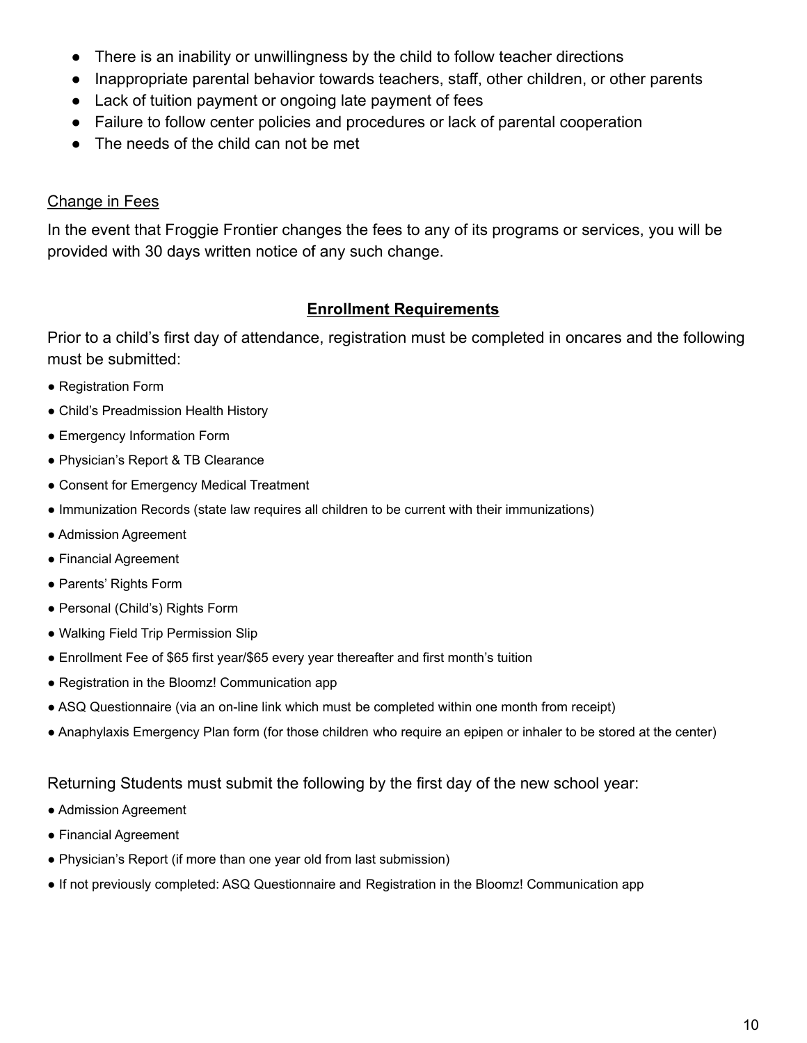- There is an inability or unwillingness by the child to follow teacher directions
- Inappropriate parental behavior towards teachers, staff, other children, or other parents
- Lack of tuition payment or ongoing late payment of fees
- Failure to follow center policies and procedures or lack of parental cooperation
- The needs of the child can not be met

Change in Fees

In the event that Froggie Frontier changes the fees to any of its programs or services, you will be provided with 30 days written notice of any such change.

## **Enrollment Requirements**

Prior to a child's first day of attendance, registration must be completed in oncares and the following must be submitted:

- Registration Form
- Child's Preadmission Health History
- Emergency Information Form
- Physician's Report & TB Clearance
- Consent for Emergency Medical Treatment
- Immunization Records (state law requires all children to be current with their immunizations)
- Admission Agreement
- Financial Agreement
- Parents' Rights Form
- Personal (Child's) Rights Form
- Walking Field Trip Permission Slip
- Enrollment Fee of $65 first year/$65 every year thereafter and first month's tuition
- Registration in the Bloomz! Communication app
- ASQ Questionnaire (via an on-line link which must be completed within one month from receipt)
- Anaphylaxis Emergency Plan form (for those children who require an epipen or inhaler to be stored at the center)

Returning Students must submit the following by the first day of the new school year:

- Admission Agreement
- Financial Agreement
- Physician's Report (if more than one year old from last submission)
- If not previously completed: ASQ Questionnaire and Registration in the Bloomz! Communication app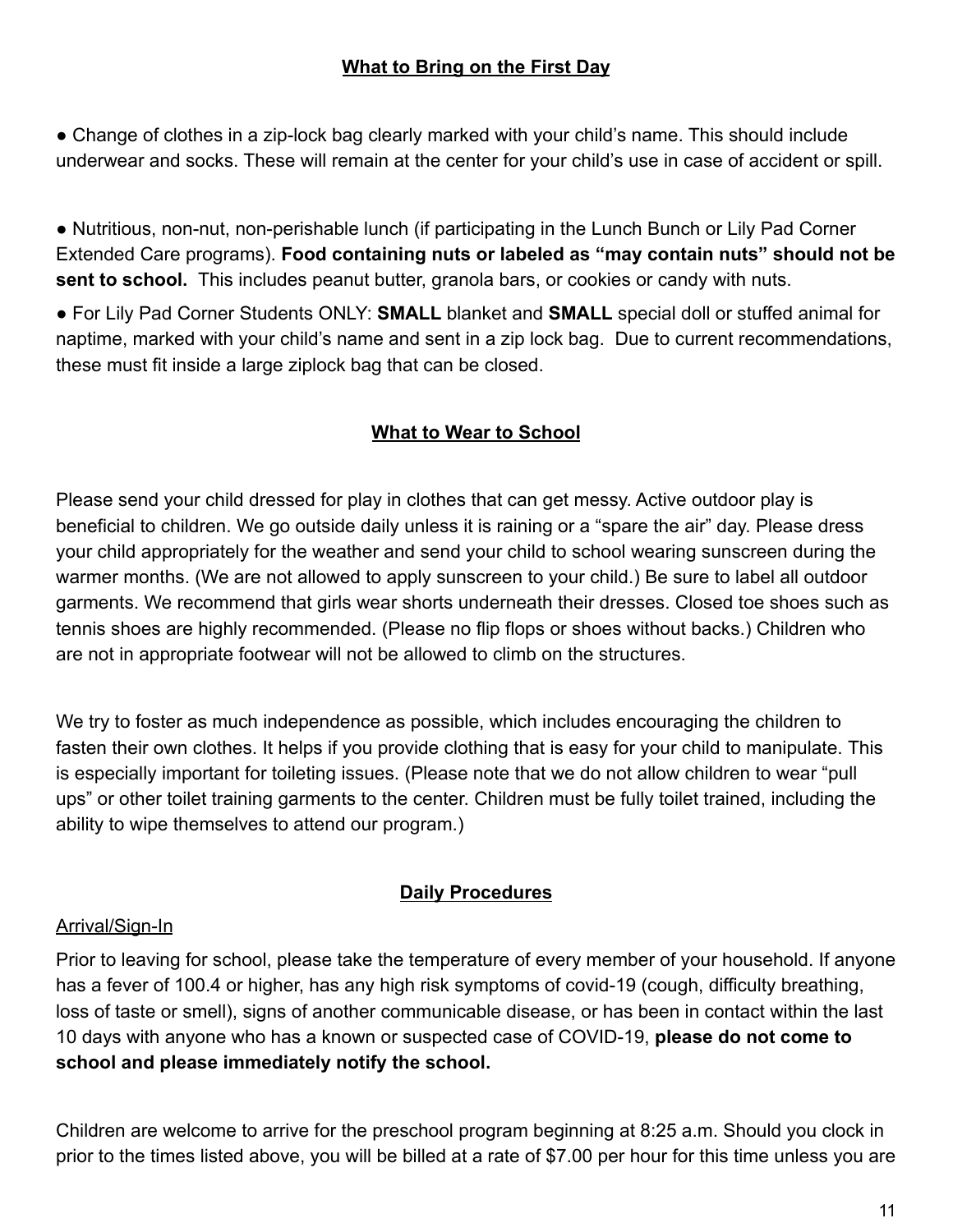## What to Bring on the First Day

- Change of clothes in a zip-lock bag clearly marked with your child's name. This should include underwear and socks. These will remain at the center for your child's use in case of accident or spill.

- Nutritious, non-nut, non-perishable lunch (if participating in the Lunch Bunch or Lily Pad Corner Extended Care programs). **Food containing nuts or labeled as "may contain nuts" should not be sent to school.** This includes peanut butter, granola bars, or cookies or candy with nuts.
- For Lily Pad Corner Students ONLY: **SMALL** blanket and **SMALL** special doll or stuffed animal for naptime, marked with your child's name and sent in a zip lock bag. Due to current recommendations, these must fit inside a large ziplock bag that can be closed.

## What to Wear to School

Please send your child dressed for play in clothes that can get messy. Active outdoor play is beneficial to children. We go outside daily unless it is raining or a "spare the air" day. Please dress your child appropriately for the weather and send your child to school wearing sunscreen during the warmer months. (We are not allowed to apply sunscreen to your child.) Be sure to label all outdoor garments. We recommend that girls wear shorts underneath their dresses. Closed toe shoes such as tennis shoes are highly recommended. (Please no flip flops or shoes without backs.) Children who are not in appropriate footwear will not be allowed to climb on the structures.

We try to foster as much independence as possible, which includes encouraging the children to fasten their own clothes. It helps if you provide clothing that is easy for your child to manipulate. This is especially important for toileting issues. (Please note that we do not allow children to wear "pull ups" or other toilet training garments to the center. Children must be fully toilet trained, including the ability to wipe themselves to attend our program.)

## Daily Procedures

### Arrival/Sign-In

Prior to leaving for school, please take the temperature of every member of your household. If anyone has a fever of 100.4 or higher, has any high risk symptoms of covid-19 (cough, difficulty breathing, loss of taste or smell), signs of another communicable disease, or has been in contact within the last 10 days with anyone who has a known or suspected case of COVID-19, **please do not come to school and please immediately notify the school.**

Children are welcome to arrive for the preschool program beginning at 8:25 a.m. Should you clock in prior to the times listed above, you will be billed at a rate of $7.00 per hour for this time unless you are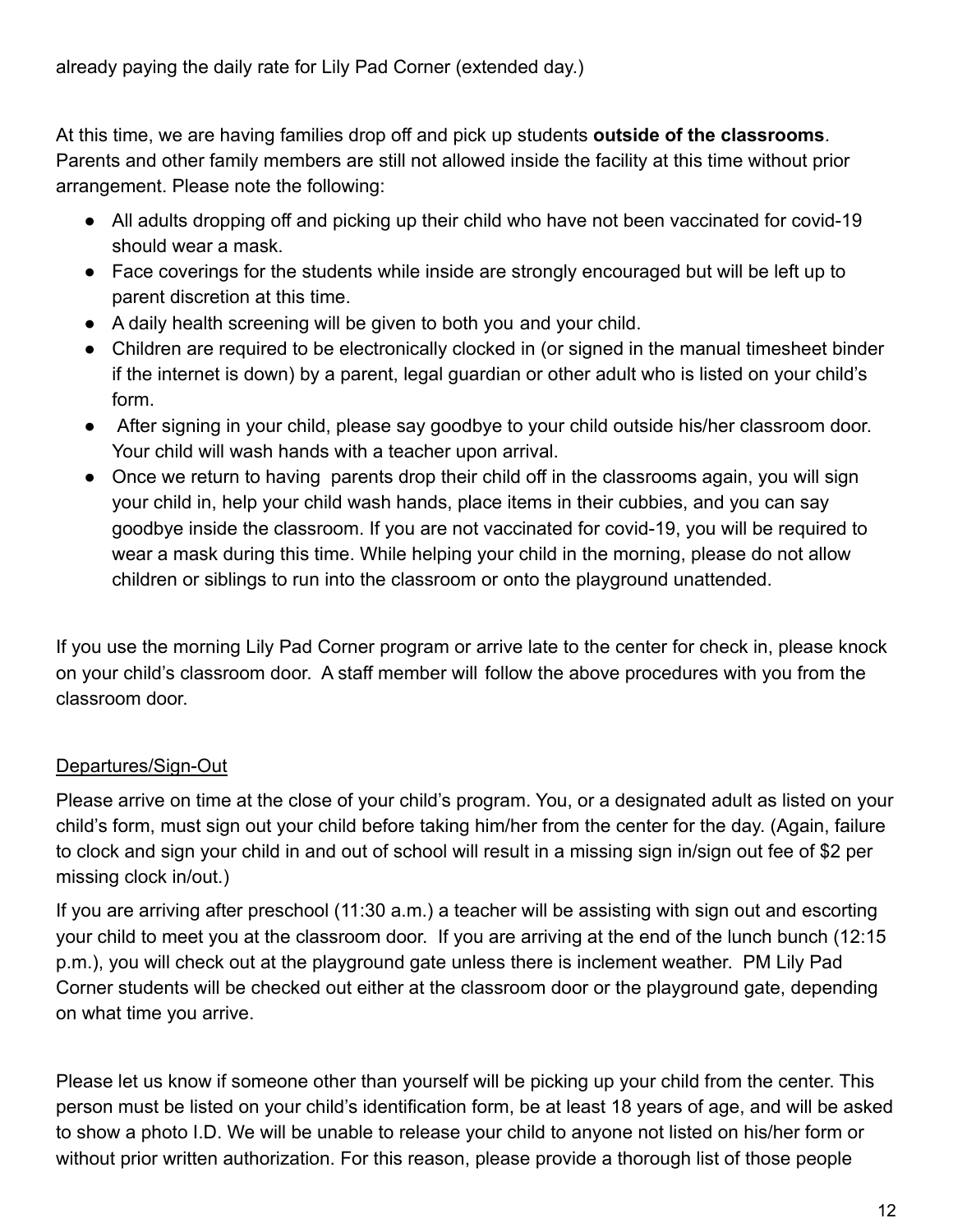already paying the daily rate for Lily Pad Corner (extended day.)

At this time, we are having families drop off and pick up students **outside of the classrooms**. Parents and other family members are still not allowed inside the facility at this time without prior arrangement. Please note the following:

- All adults dropping off and picking up their child who have not been vaccinated for covid-19 should wear a mask.
- Face coverings for the students while inside are strongly encouraged but will be left up to parent discretion at this time.
- A daily health screening will be given to both you and your child.
- Children are required to be electronically clocked in (or signed in the manual timesheet binder if the internet is down) by a parent, legal guardian or other adult who is listed on your child's form.
- After signing in your child, please say goodbye to your child outside his/her classroom door. Your child will wash hands with a teacher upon arrival.
- Once we return to having parents drop their child off in the classrooms again, you will sign your child in, help your child wash hands, place items in their cubbies, and you can say goodbye inside the classroom. If you are not vaccinated for covid-19, you will be required to wear a mask during this time. While helping your child in the morning, please do not allow children or siblings to run into the classroom or onto the playground unattended.

If you use the morning Lily Pad Corner program or arrive late to the center for check in, please knock on your child's classroom door. A staff member will follow the above procedures with you from the classroom door.

<u>Departures/Sign-Out</u>

Please arrive on time at the close of your child's program. You, or a designated adult as listed on your child's form, must sign out your child before taking him/her from the center for the day. (Again, failure to clock and sign your child in and out of school will result in a missing sign in/sign out fee of $2 per missing clock in/out.)

If you are arriving after preschool (11:30 a.m.) a teacher will be assisting with sign out and escorting your child to meet you at the classroom door. If you are arriving at the end of the lunch bunch (12:15 p.m.), you will check out at the playground gate unless there is inclement weather. PM Lily Pad Corner students will be checked out either at the classroom door or the playground gate, depending on what time you arrive.

Please let us know if someone other than yourself will be picking up your child from the center. This person must be listed on your child's identification form, be at least 18 years of age, and will be asked to show a photo I.D. We will be unable to release your child to anyone not listed on his/her form or without prior written authorization. For this reason, please provide a thorough list of those people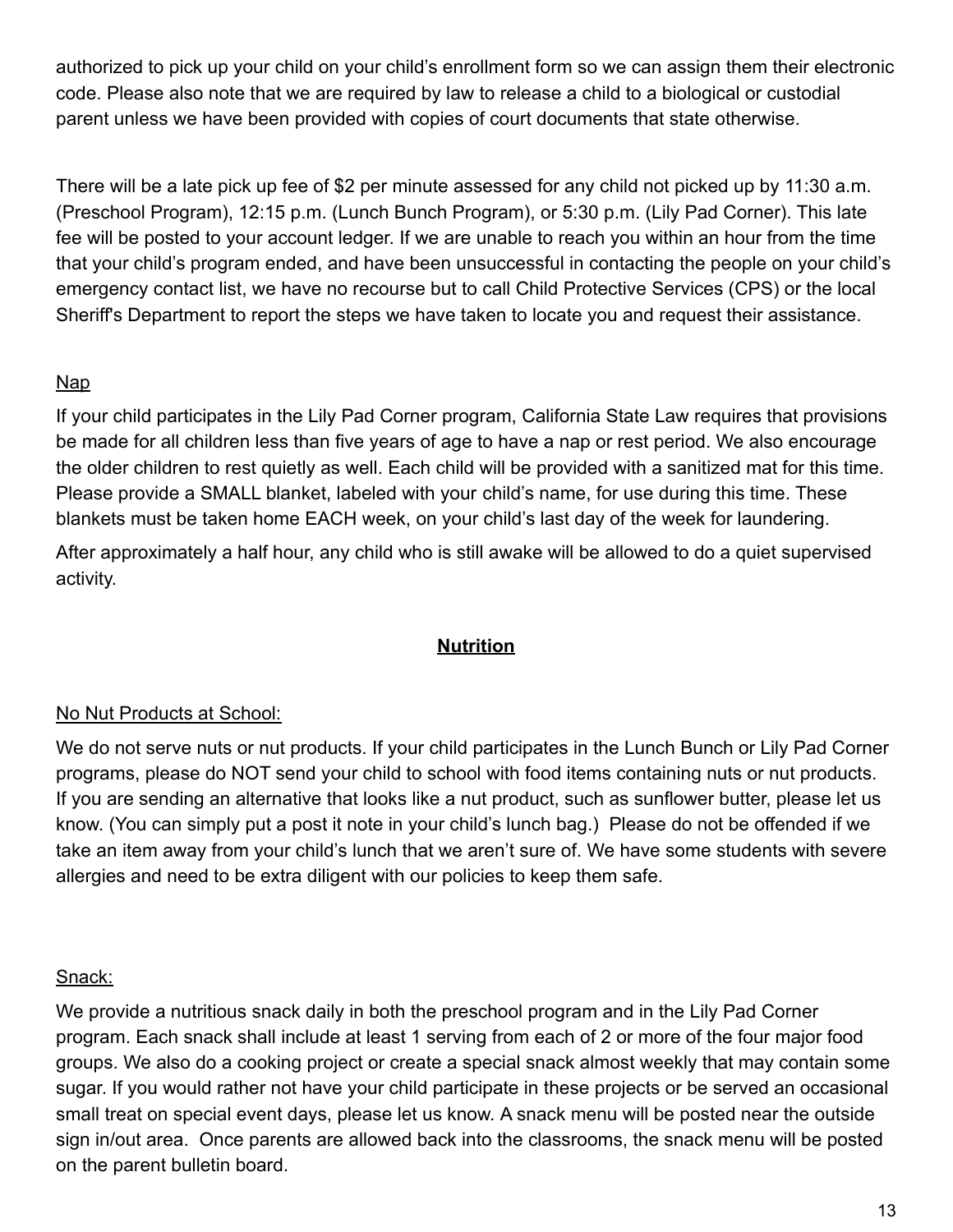authorized to pick up your child on your child's enrollment form so we can assign them their electronic code. Please also note that we are required by law to release a child to a biological or custodial parent unless we have been provided with copies of court documents that state otherwise.

There will be a late pick up fee of $2 per minute assessed for any child not picked up by 11:30 a.m. (Preschool Program), 12:15 p.m. (Lunch Bunch Program), or 5:30 p.m. (Lily Pad Corner). This late fee will be posted to your account ledger. If we are unable to reach you within an hour from the time that your child's program ended, and have been unsuccessful in contacting the people on your child's emergency contact list, we have no recourse but to call Child Protective Services (CPS) or the local Sheriff's Department to report the steps we have taken to locate you and request their assistance.

<u>Nap</u>

If your child participates in the Lily Pad Corner program, California State Law requires that provisions be made for all children less than five years of age to have a nap or rest period. We also encourage the older children to rest quietly as well. Each child will be provided with a sanitized mat for this time. Please provide a SMALL blanket, labeled with your child's name, for use during this time. These blankets must be taken home EACH week, on your child's last day of the week for laundering.

After approximately a half hour, any child who is still awake will be allowed to do a quiet supervised activity.

## **Nutrition**

<u>No Nut Products at School:</u>

We do not serve nuts or nut products. If your child participates in the Lunch Bunch or Lily Pad Corner programs, please do NOT send your child to school with food items containing nuts or nut products. If you are sending an alternative that looks like a nut product, such as sunflower butter, please let us know. (You can simply put a post it note in your child's lunch bag.) Please do not be offended if we take an item away from your child's lunch that we aren't sure of. We have some students with severe allergies and need to be extra diligent with our policies to keep them safe.

<u>Snack:</u>

We provide a nutritious snack daily in both the preschool program and in the Lily Pad Corner program. Each snack shall include at least 1 serving from each of 2 or more of the four major food groups. We also do a cooking project or create a special snack almost weekly that may contain some sugar. If you would rather not have your child participate in these projects or be served an occasional small treat on special event days, please let us know. A snack menu will be posted near the outside sign in/out area. Once parents are allowed back into the classrooms, the snack menu will be posted on the parent bulletin board.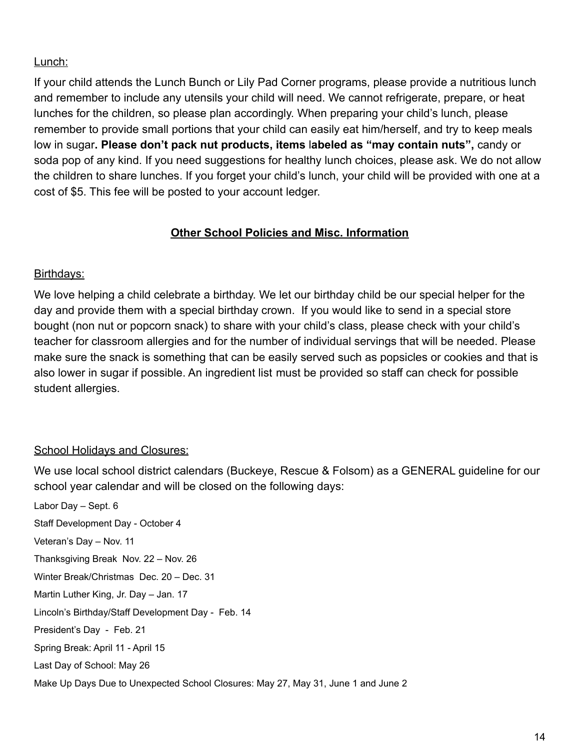Lunch:

If your child attends the Lunch Bunch or Lily Pad Corner programs, please provide a nutritious lunch and remember to include any utensils your child will need. We cannot refrigerate, prepare, or heat lunches for the children, so please plan accordingly. When preparing your child's lunch, please remember to provide small portions that your child can easily eat him/herself, and try to keep meals low in sugar**. Please don't pack nut products, items labeled as "may contain nuts",** candy or soda pop of any kind. If you need suggestions for healthy lunch choices, please ask. We do not allow the children to share lunches. If you forget your child's lunch, your child will be provided with one at a cost of $5. This fee will be posted to your account ledger.

## Other School Policies and Misc. Information

Birthdays:

We love helping a child celebrate a birthday. We let our birthday child be our special helper for the day and provide them with a special birthday crown. If you would like to send in a special store bought (non nut or popcorn snack) to share with your child's class, please check with your child's teacher for classroom allergies and for the number of individual servings that will be needed. Please make sure the snack is something that can be easily served such as popsicles or cookies and that is also lower in sugar if possible. An ingredient list must be provided so staff can check for possible student allergies.

School Holidays and Closures:

We use local school district calendars (Buckeye, Rescue & Folsom) as a GENERAL guideline for our school year calendar and will be closed on the following days:

Labor Day – Sept. 6

Staff Development Day - October 4

Veteran's Day – Nov. 11

Thanksgiving Break Nov. 22 – Nov. 26

Winter Break/Christmas Dec. 20 – Dec. 31

Martin Luther King, Jr. Day – Jan. 17

Lincoln's Birthday/Staff Development Day - Feb. 14

President's Day - Feb. 21

Spring Break: April 11 - April 15

Last Day of School: May 26

Make Up Days Due to Unexpected School Closures: May 27, May 31, June 1 and June 2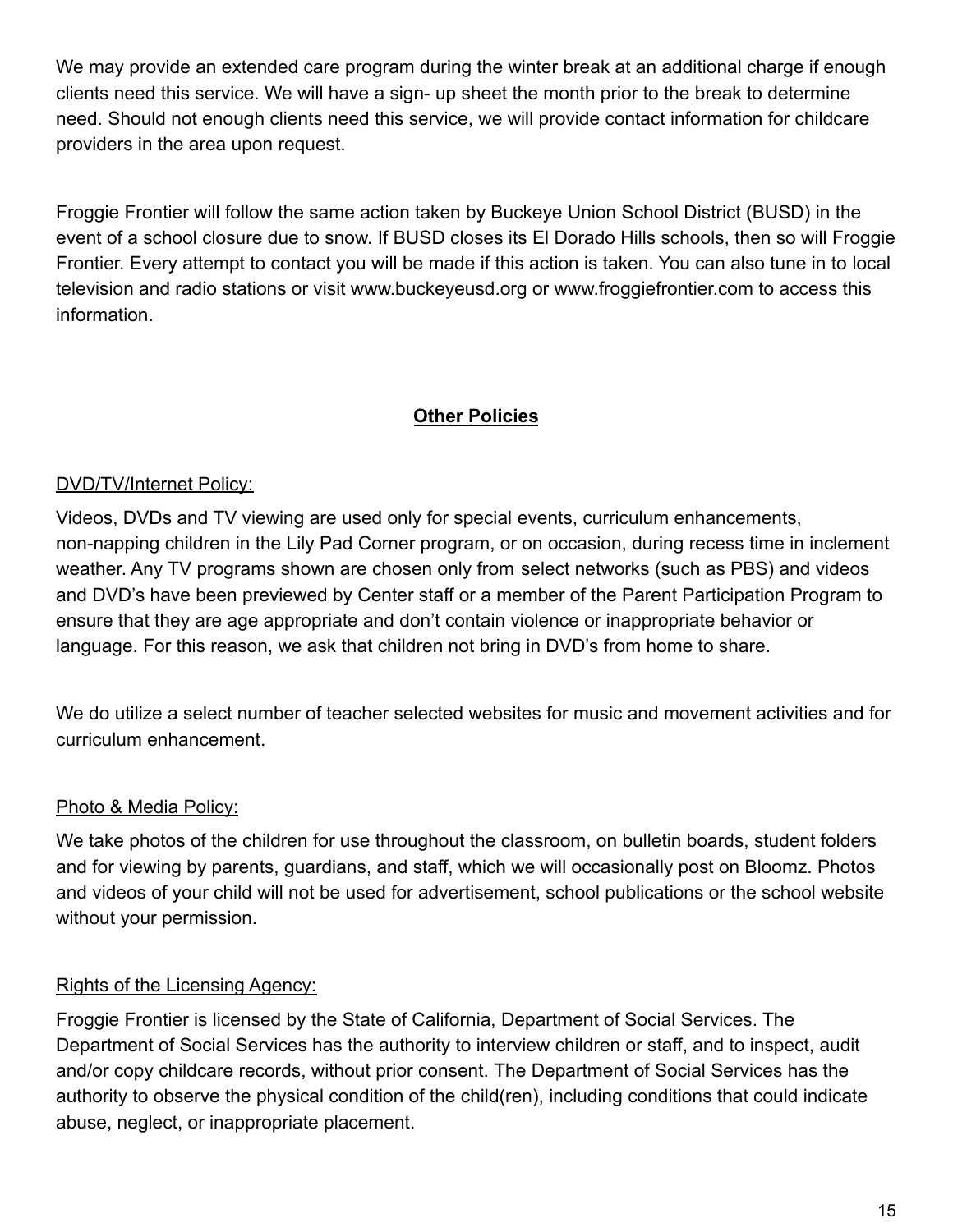We may provide an extended care program during the winter break at an additional charge if enough clients need this service. We will have a sign- up sheet the month prior to the break to determine need. Should not enough clients need this service, we will provide contact information for childcare providers in the area upon request.

Froggie Frontier will follow the same action taken by Buckeye Union School District (BUSD) in the event of a school closure due to snow. If BUSD closes its El Dorado Hills schools, then so will Froggie Frontier. Every attempt to contact you will be made if this action is taken. You can also tune in to local television and radio stations or visit www.buckeyeusd.org or www.froggiefrontier.com to access this information.

## Other Policies

### DVD/TV/Internet Policy:

Videos, DVDs and TV viewing are used only for special events, curriculum enhancements, non-napping children in the Lily Pad Corner program, or on occasion, during recess time in inclement weather. Any TV programs shown are chosen only from select networks (such as PBS) and videos and DVD's have been previewed by Center staff or a member of the Parent Participation Program to ensure that they are age appropriate and don't contain violence or inappropriate behavior or language. For this reason, we ask that children not bring in DVD's from home to share.

We do utilize a select number of teacher selected websites for music and movement activities and for curriculum enhancement.

### Photo & Media Policy:

We take photos of the children for use throughout the classroom, on bulletin boards, student folders and for viewing by parents, guardians, and staff, which we will occasionally post on Bloomz. Photos and videos of your child will not be used for advertisement, school publications or the school website without your permission.

### Rights of the Licensing Agency:

Froggie Frontier is licensed by the State of California, Department of Social Services. The Department of Social Services has the authority to interview children or staff, and to inspect, audit and/or copy childcare records, without prior consent. The Department of Social Services has the authority to observe the physical condition of the child(ren), including conditions that could indicate abuse, neglect, or inappropriate placement.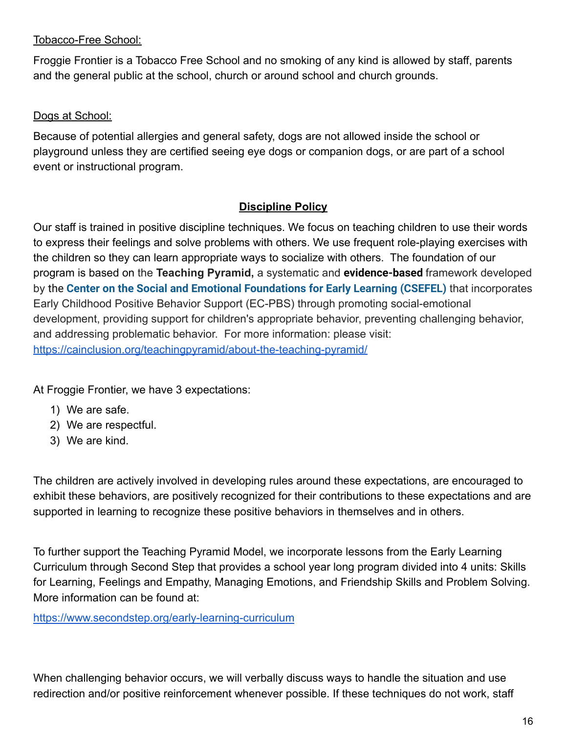Tobacco-Free School:

Froggie Frontier is a Tobacco Free School and no smoking of any kind is allowed by staff, parents and the general public at the school, church or around school and church grounds.

Dogs at School:

Because of potential allergies and general safety, dogs are not allowed inside the school or playground unless they are certified seeing eye dogs or companion dogs, or are part of a school event or instructional program.

## Discipline Policy

Our staff is trained in positive discipline techniques. We focus on teaching children to use their words to express their feelings and solve problems with others. We use frequent role-playing exercises with the children so they can learn appropriate ways to socialize with others. The foundation of our program is based on the **Teaching Pyramid,** a systematic and **evidence-based** framework developed by the **Center on the Social and Emotional Foundations for Early Learning (CSEFEL)** that incorporates Early Childhood Positive Behavior Support (EC-PBS) through promoting social-emotional development, providing support for children's appropriate behavior, preventing challenging behavior, and addressing problematic behavior. For more information: please visit: https://cainclusion.org/teachingpyramid/about-the-teaching-pyramid/

At Froggie Frontier, we have 3 expectations:

1) We are safe.
2) We are respectful.
3) We are kind.

The children are actively involved in developing rules around these expectations, are encouraged to exhibit these behaviors, are positively recognized for their contributions to these expectations and are supported in learning to recognize these positive behaviors in themselves and in others.

To further support the Teaching Pyramid Model, we incorporate lessons from the Early Learning Curriculum through Second Step that provides a school year long program divided into 4 units: Skills for Learning, Feelings and Empathy, Managing Emotions, and Friendship Skills and Problem Solving. More information can be found at:

https://www.secondstep.org/early-learning-curriculum

When challenging behavior occurs, we will verbally discuss ways to handle the situation and use redirection and/or positive reinforcement whenever possible. If these techniques do not work, staff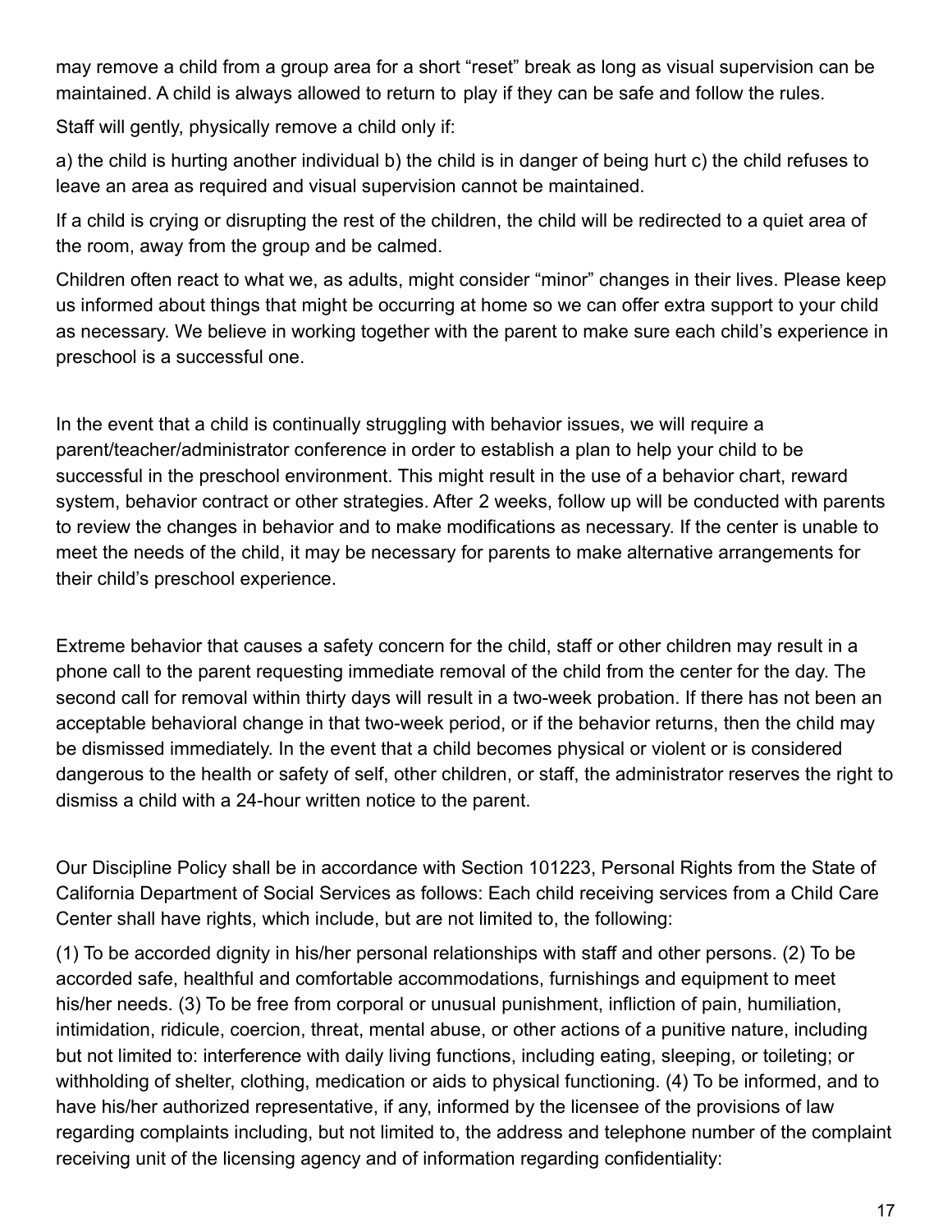may remove a child from a group area for a short "reset" break as long as visual supervision can be maintained. A child is always allowed to return to play if they can be safe and follow the rules.

Staff will gently, physically remove a child only if:

a) the child is hurting another individual b) the child is in danger of being hurt c) the child refuses to leave an area as required and visual supervision cannot be maintained.

If a child is crying or disrupting the rest of the children, the child will be redirected to a quiet area of the room, away from the group and be calmed.

Children often react to what we, as adults, might consider "minor" changes in their lives. Please keep us informed about things that might be occurring at home so we can offer extra support to your child as necessary. We believe in working together with the parent to make sure each child's experience in preschool is a successful one.

In the event that a child is continually struggling with behavior issues, we will require a parent/teacher/administrator conference in order to establish a plan to help your child to be successful in the preschool environment. This might result in the use of a behavior chart, reward system, behavior contract or other strategies. After 2 weeks, follow up will be conducted with parents to review the changes in behavior and to make modifications as necessary. If the center is unable to meet the needs of the child, it may be necessary for parents to make alternative arrangements for their child's preschool experience.

Extreme behavior that causes a safety concern for the child, staff or other children may result in a phone call to the parent requesting immediate removal of the child from the center for the day. The second call for removal within thirty days will result in a two-week probation. If there has not been an acceptable behavioral change in that two-week period, or if the behavior returns, then the child may be dismissed immediately. In the event that a child becomes physical or violent or is considered dangerous to the health or safety of self, other children, or staff, the administrator reserves the right to dismiss a child with a 24-hour written notice to the parent.

Our Discipline Policy shall be in accordance with Section 101223, Personal Rights from the State of California Department of Social Services as follows: Each child receiving services from a Child Care Center shall have rights, which include, but are not limited to, the following:

(1) To be accorded dignity in his/her personal relationships with staff and other persons. (2) To be accorded safe, healthful and comfortable accommodations, furnishings and equipment to meet his/her needs. (3) To be free from corporal or unusual punishment, infliction of pain, humiliation, intimidation, ridicule, coercion, threat, mental abuse, or other actions of a punitive nature, including but not limited to: interference with daily living functions, including eating, sleeping, or toileting; or withholding of shelter, clothing, medication or aids to physical functioning. (4) To be informed, and to have his/her authorized representative, if any, informed by the licensee of the provisions of law regarding complaints including, but not limited to, the address and telephone number of the complaint receiving unit of the licensing agency and of information regarding confidentiality: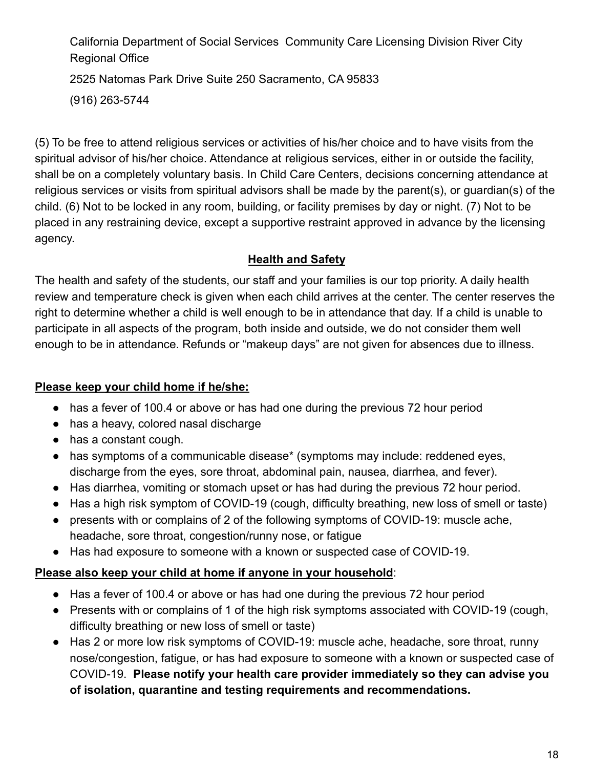California Department of Social Services  Community Care Licensing Division River City Regional Office

2525 Natomas Park Drive Suite 250 Sacramento, CA 95833

(916) 263-5744

(5) To be free to attend religious services or activities of his/her choice and to have visits from the spiritual advisor of his/her choice. Attendance at religious services, either in or outside the facility, shall be on a completely voluntary basis. In Child Care Centers, decisions concerning attendance at religious services or visits from spiritual advisors shall be made by the parent(s), or guardian(s) of the child. (6) Not to be locked in any room, building, or facility premises by day or night. (7) Not to be placed in any restraining device, except a supportive restraint approved in advance by the licensing agency.

## Health and Safety

The health and safety of the students, our staff and your families is our top priority. A daily health review and temperature check is given when each child arrives at the center. The center reserves the right to determine whether a child is well enough to be in attendance that day. If a child is unable to participate in all aspects of the program, both inside and outside, we do not consider them well enough to be in attendance. Refunds or "makeup days" are not given for absences due to illness.

**Please keep your child home if he/she:**

- has a fever of 100.4 or above or has had one during the previous 72 hour period
- has a heavy, colored nasal discharge
- has a constant cough.
- has symptoms of a communicable disease* (symptoms may include: reddened eyes, discharge from the eyes, sore throat, abdominal pain, nausea, diarrhea, and fever).
- Has diarrhea, vomiting or stomach upset or has had during the previous 72 hour period.
- Has a high risk symptom of COVID-19 (cough, difficulty breathing, new loss of smell or taste)
- presents with or complains of 2 of the following symptoms of COVID-19: muscle ache, headache, sore throat, congestion/runny nose, or fatigue
- Has had exposure to someone with a known or suspected case of COVID-19.

**Please also keep your child at home if anyone in your household**:

- Has a fever of 100.4 or above or has had one during the previous 72 hour period
- Presents with or complains of 1 of the high risk symptoms associated with COVID-19 (cough, difficulty breathing or new loss of smell or taste)
- Has 2 or more low risk symptoms of COVID-19: muscle ache, headache, sore throat, runny nose/congestion, fatigue, or has had exposure to someone with a known or suspected case of COVID-19. **Please notify your health care provider immediately so they can advise you of isolation, quarantine and testing requirements and recommendations.**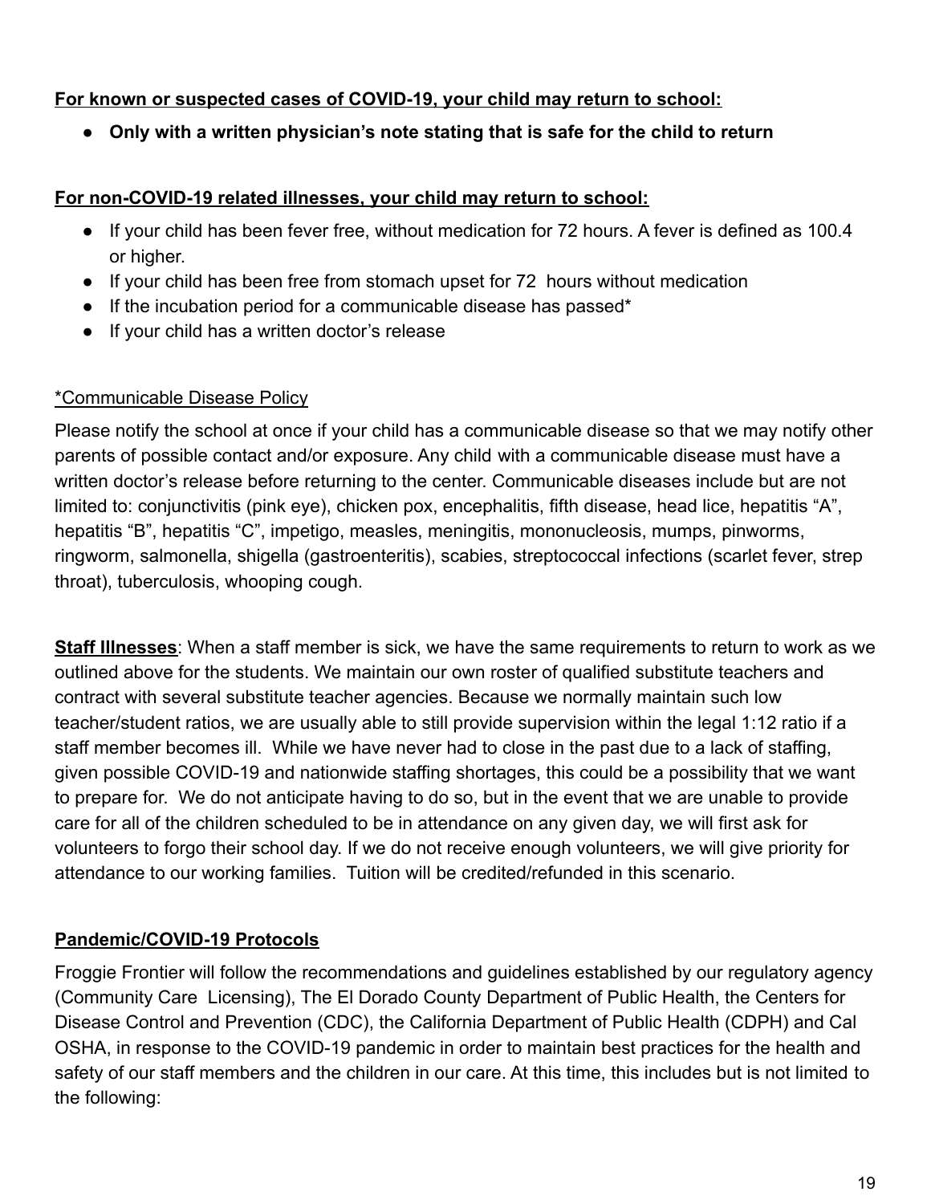**<u>For known or suspected cases of COVID-19, your child may return to school:</u>**

- **Only with a written physician's note stating that is safe for the child to return**

**<u>For non-COVID-19 related illnesses, your child may return to school:</u>**

- If your child has been fever free, without medication for 72 hours. A fever is defined as 100.4 or higher.
- If your child has been free from stomach upset for 72 hours without medication
- If the incubation period for a communicable disease has passed*
- If your child has a written doctor's release

<u>*Communicable Disease Policy</u>

Please notify the school at once if your child has a communicable disease so that we may notify other parents of possible contact and/or exposure. Any child with a communicable disease must have a written doctor's release before returning to the center. Communicable diseases include but are not limited to: conjunctivitis (pink eye), chicken pox, encephalitis, fifth disease, head lice, hepatitis "A", hepatitis "B", hepatitis "C", impetigo, measles, meningitis, mononucleosis, mumps, pinworms, ringworm, salmonella, shigella (gastroenteritis), scabies, streptococcal infections (scarlet fever, strep throat), tuberculosis, whooping cough.

**<u>Staff Illnesses</u>**: When a staff member is sick, we have the same requirements to return to work as we outlined above for the students. We maintain our own roster of qualified substitute teachers and contract with several substitute teacher agencies. Because we normally maintain such low teacher/student ratios, we are usually able to still provide supervision within the legal 1:12 ratio if a staff member becomes ill. While we have never had to close in the past due to a lack of staffing, given possible COVID-19 and nationwide staffing shortages, this could be a possibility that we want to prepare for. We do not anticipate having to do so, but in the event that we are unable to provide care for all of the children scheduled to be in attendance on any given day, we will first ask for volunteers to forgo their school day. If we do not receive enough volunteers, we will give priority for attendance to our working families. Tuition will be credited/refunded in this scenario.

**<u>Pandemic/COVID-19 Protocols</u>**

Froggie Frontier will follow the recommendations and guidelines established by our regulatory agency (Community Care Licensing), The El Dorado County Department of Public Health, the Centers for Disease Control and Prevention (CDC), the California Department of Public Health (CDPH) and Cal OSHA, in response to the COVID-19 pandemic in order to maintain best practices for the health and safety of our staff members and the children in our care. At this time, this includes but is not limited to the following: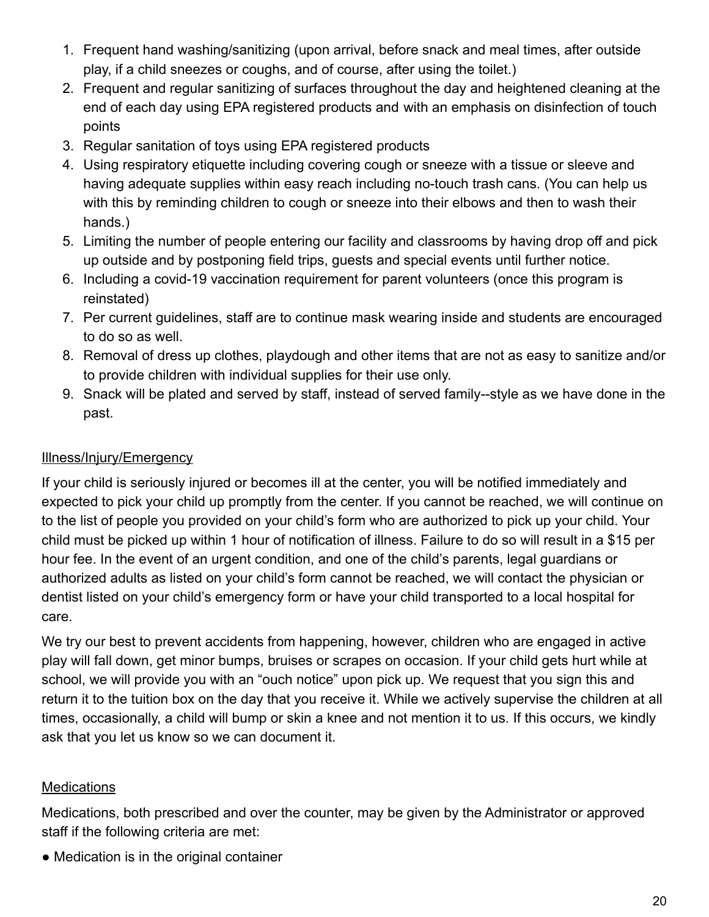1. Frequent hand washing/sanitizing (upon arrival, before snack and meal times, after outside play, if a child sneezes or coughs, and of course, after using the toilet.)
2. Frequent and regular sanitizing of surfaces throughout the day and heightened cleaning at the end of each day using EPA registered products and with an emphasis on disinfection of touch points
3. Regular sanitation of toys using EPA registered products
4. Using respiratory etiquette including covering cough or sneeze with a tissue or sleeve and having adequate supplies within easy reach including no-touch trash cans. (You can help us with this by reminding children to cough or sneeze into their elbows and then to wash their hands.)
5. Limiting the number of people entering our facility and classrooms by having drop off and pick up outside and by postponing field trips, guests and special events until further notice.
6. Including a covid-19 vaccination requirement for parent volunteers (once this program is reinstated)
7. Per current guidelines, staff are to continue mask wearing inside and students are encouraged to do so as well.
8. Removal of dress up clothes, playdough and other items that are not as easy to sanitize and/or to provide children with individual supplies for their use only.
9. Snack will be plated and served by staff, instead of served family--style as we have done in the past.

<u>Illness/Injury/Emergency</u>

If your child is seriously injured or becomes ill at the center, you will be notified immediately and expected to pick your child up promptly from the center. If you cannot be reached, we will continue on to the list of people you provided on your child's form who are authorized to pick up your child. Your child must be picked up within 1 hour of notification of illness. Failure to do so will result in a $15 per hour fee. In the event of an urgent condition, and one of the child's parents, legal guardians or authorized adults as listed on your child's form cannot be reached, we will contact the physician or dentist listed on your child's emergency form or have your child transported to a local hospital for care.

We try our best to prevent accidents from happening, however, children who are engaged in active play will fall down, get minor bumps, bruises or scrapes on occasion. If your child gets hurt while at school, we will provide you with an "ouch notice" upon pick up. We request that you sign this and return it to the tuition box on the day that you receive it. While we actively supervise the children at all times, occasionally, a child will bump or skin a knee and not mention it to us. If this occurs, we kindly ask that you let us know so we can document it.

<u>Medications</u>

Medications, both prescribed and over the counter, may be given by the Administrator or approved staff if the following criteria are met:

- Medication is in the original container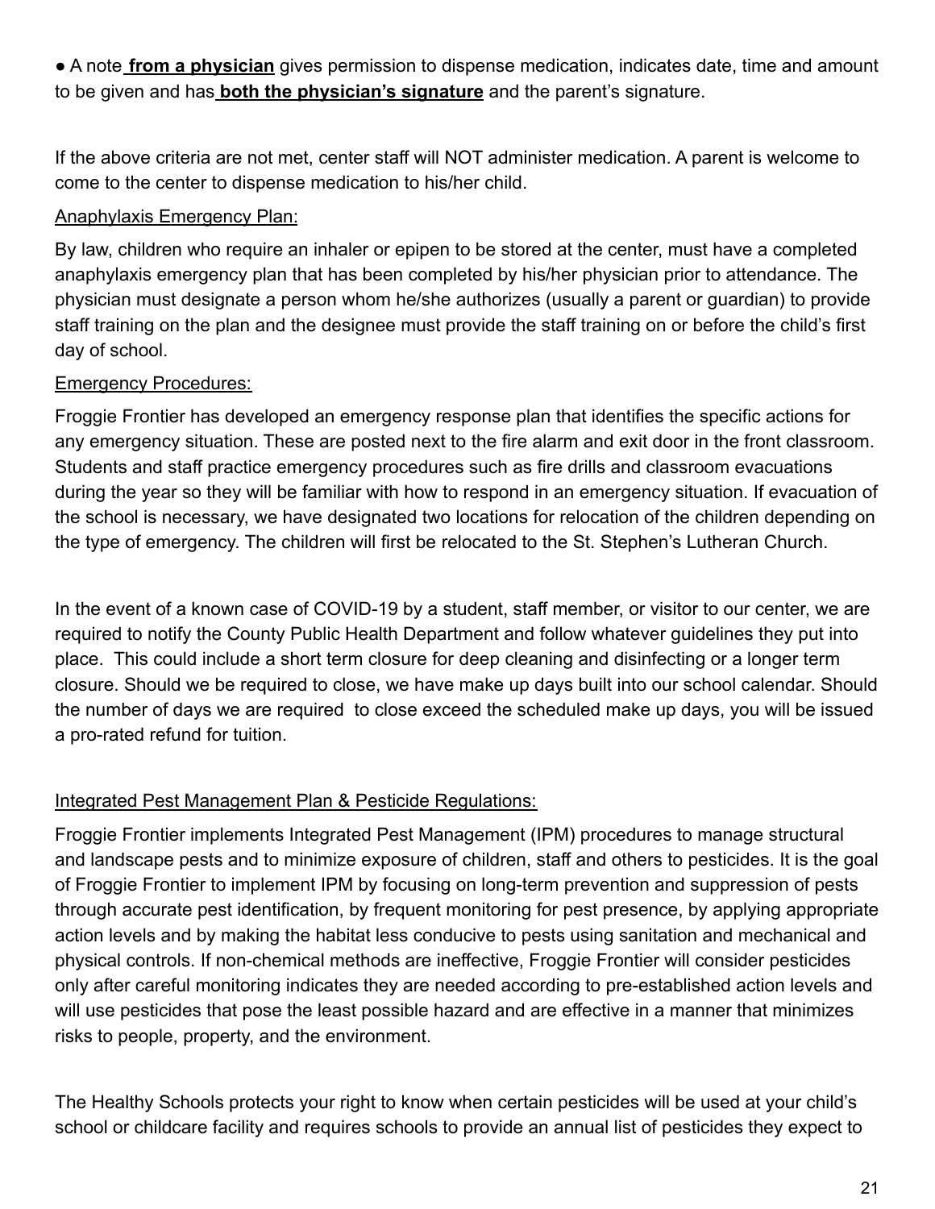- A note **from a physician** gives permission to dispense medication, indicates date, time and amount to be given and has **both the physician's signature** and the parent's signature.

If the above criteria are not met, center staff will NOT administer medication. A parent is welcome to come to the center to dispense medication to his/her child.

Anaphylaxis Emergency Plan:

By law, children who require an inhaler or epipen to be stored at the center, must have a completed anaphylaxis emergency plan that has been completed by his/her physician prior to attendance. The physician must designate a person whom he/she authorizes (usually a parent or guardian) to provide staff training on the plan and the designee must provide the staff training on or before the child's first day of school.

Emergency Procedures:

Froggie Frontier has developed an emergency response plan that identifies the specific actions for any emergency situation. These are posted next to the fire alarm and exit door in the front classroom. Students and staff practice emergency procedures such as fire drills and classroom evacuations during the year so they will be familiar with how to respond in an emergency situation. If evacuation of the school is necessary, we have designated two locations for relocation of the children depending on the type of emergency. The children will first be relocated to the St. Stephen's Lutheran Church.

In the event of a known case of COVID-19 by a student, staff member, or visitor to our center, we are required to notify the County Public Health Department and follow whatever guidelines they put into place. This could include a short term closure for deep cleaning and disinfecting or a longer term closure. Should we be required to close, we have make up days built into our school calendar. Should the number of days we are required to close exceed the scheduled make up days, you will be issued a pro-rated refund for tuition.

Integrated Pest Management Plan & Pesticide Regulations:

Froggie Frontier implements Integrated Pest Management (IPM) procedures to manage structural and landscape pests and to minimize exposure of children, staff and others to pesticides. It is the goal of Froggie Frontier to implement IPM by focusing on long-term prevention and suppression of pests through accurate pest identification, by frequent monitoring for pest presence, by applying appropriate action levels and by making the habitat less conducive to pests using sanitation and mechanical and physical controls. If non-chemical methods are ineffective, Froggie Frontier will consider pesticides only after careful monitoring indicates they are needed according to pre-established action levels and will use pesticides that pose the least possible hazard and are effective in a manner that minimizes risks to people, property, and the environment.

The Healthy Schools protects your right to know when certain pesticides will be used at your child's school or childcare facility and requires schools to provide an annual list of pesticides they expect to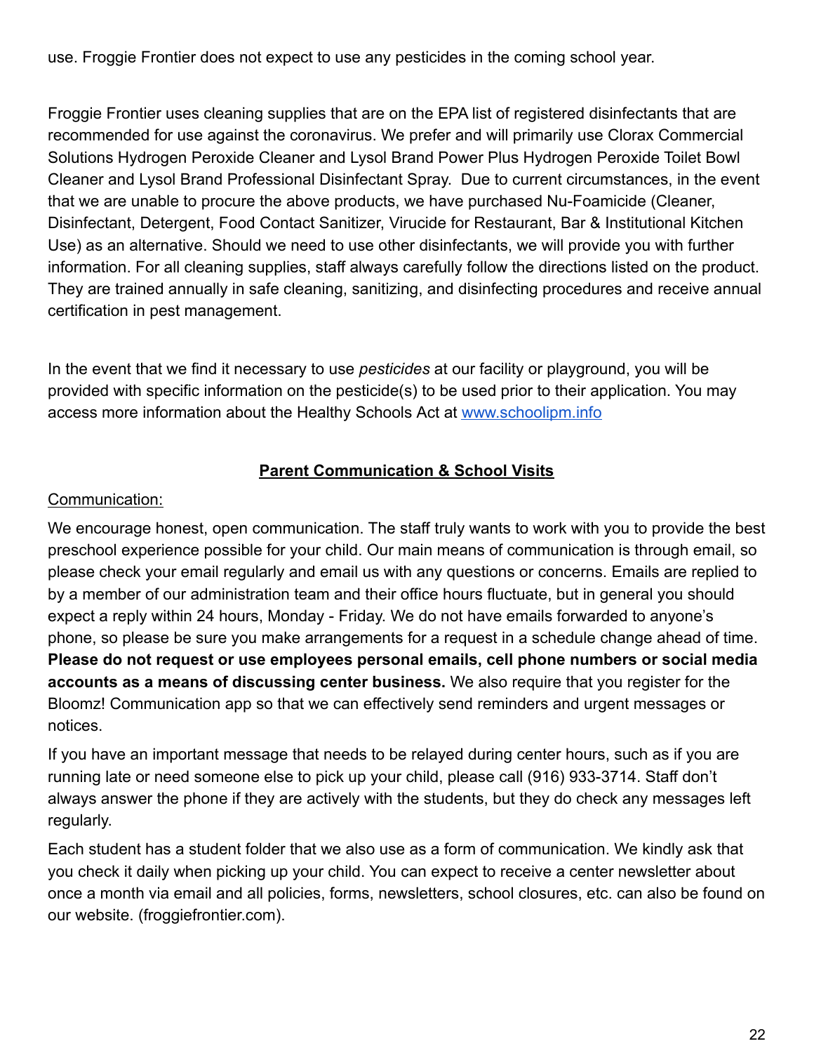use. Froggie Frontier does not expect to use any pesticides in the coming school year.

Froggie Frontier uses cleaning supplies that are on the EPA list of registered disinfectants that are recommended for use against the coronavirus. We prefer and will primarily use Clorax Commercial Solutions Hydrogen Peroxide Cleaner and Lysol Brand Power Plus Hydrogen Peroxide Toilet Bowl Cleaner and Lysol Brand Professional Disinfectant Spray. Due to current circumstances, in the event that we are unable to procure the above products, we have purchased Nu-Foamicide (Cleaner, Disinfectant, Detergent, Food Contact Sanitizer, Virucide for Restaurant, Bar & Institutional Kitchen Use) as an alternative. Should we need to use other disinfectants, we will provide you with further information. For all cleaning supplies, staff always carefully follow the directions listed on the product. They are trained annually in safe cleaning, sanitizing, and disinfecting procedures and receive annual certification in pest management.

In the event that we find it necessary to use *pesticides* at our facility or playground, you will be provided with specific information on the pesticide(s) to be used prior to their application. You may access more information about the Healthy Schools Act at [www.schoolipm.info](http://www.schoolipm.info)

## Parent Communication & School Visits

Communication:

We encourage honest, open communication. The staff truly wants to work with you to provide the best preschool experience possible for your child. Our main means of communication is through email, so please check your email regularly and email us with any questions or concerns. Emails are replied to by a member of our administration team and their office hours fluctuate, but in general you should expect a reply within 24 hours, Monday - Friday. We do not have emails forwarded to anyone's phone, so please be sure you make arrangements for a request in a schedule change ahead of time. **Please do not request or use employees personal emails, cell phone numbers or social media accounts as a means of discussing center business.** We also require that you register for the Bloomz! Communication app so that we can effectively send reminders and urgent messages or notices.

If you have an important message that needs to be relayed during center hours, such as if you are running late or need someone else to pick up your child, please call (916) 933-3714. Staff don't always answer the phone if they are actively with the students, but they do check any messages left regularly.

Each student has a student folder that we also use as a form of communication. We kindly ask that you check it daily when picking up your child. You can expect to receive a center newsletter about once a month via email and all policies, forms, newsletters, school closures, etc. can also be found on our website. (froggiefrontier.com).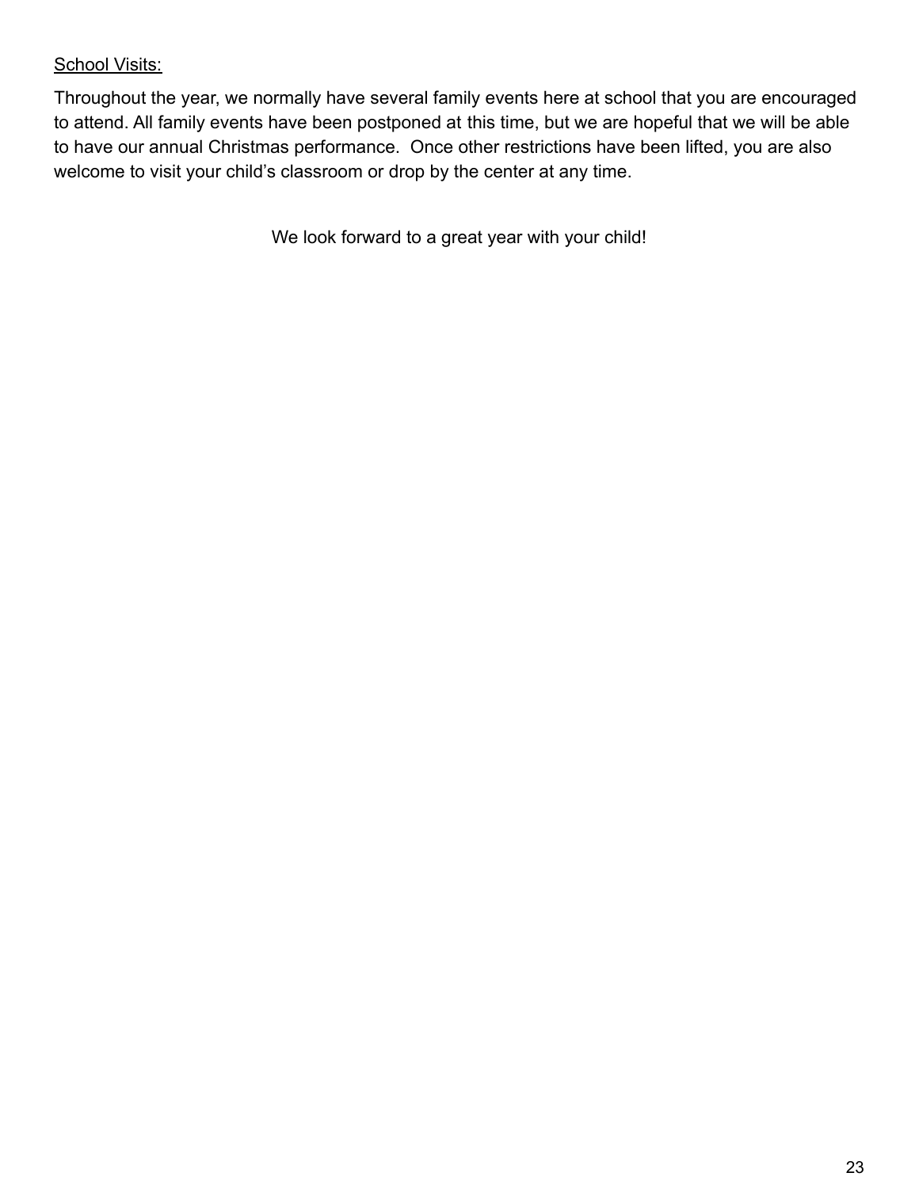<u>School Visits:</u>

Throughout the year, we normally have several family events here at school that you are encouraged to attend. All family events have been postponed at this time, but we are hopeful that we will be able to have our annual Christmas performance. Once other restrictions have been lifted, you are also welcome to visit your child's classroom or drop by the center at any time.

We look forward to a great year with your child!